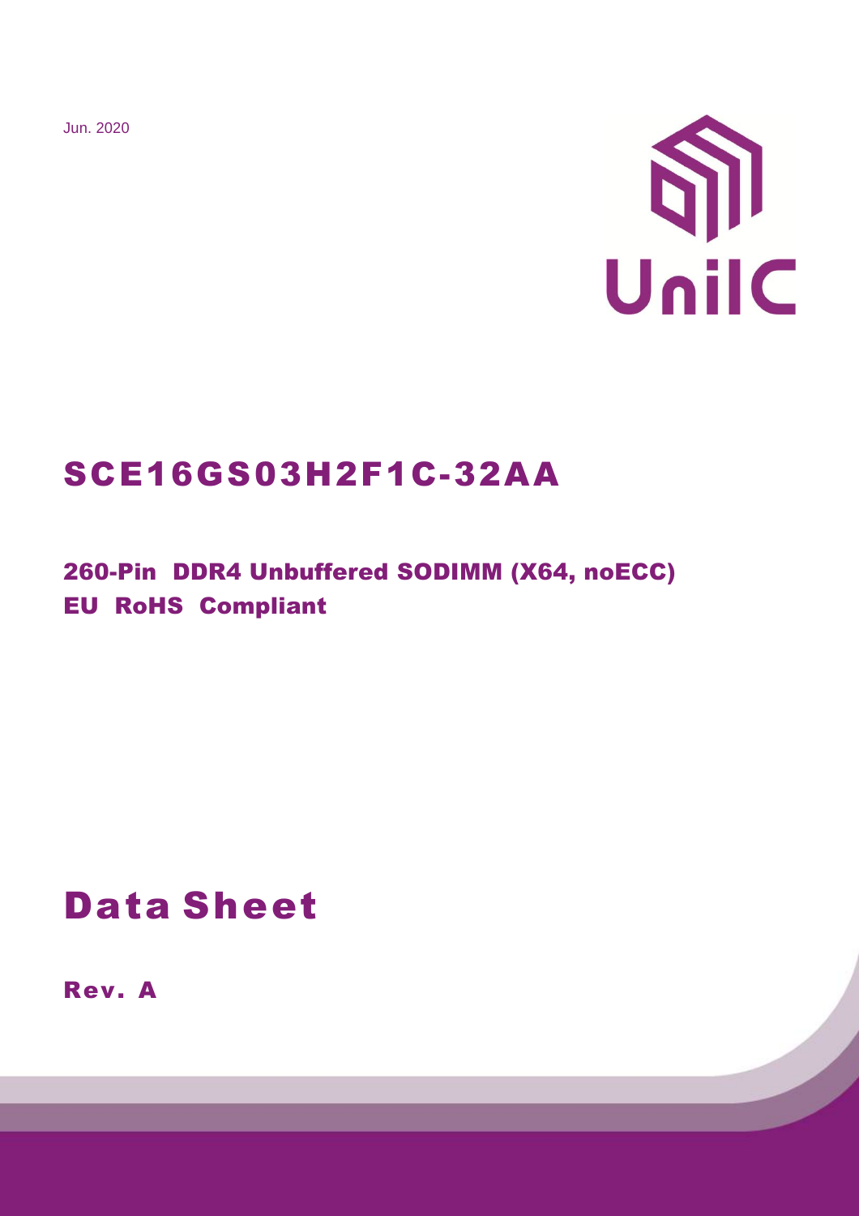Jun. 2020

UniIC

# SCE16GS03H2F1C-32AA

## 260-Pin DDR4 Unbuffered SODIMM (X64, noECC)
## EU RoHS Compliant

# Data Sheet

**Rev. A**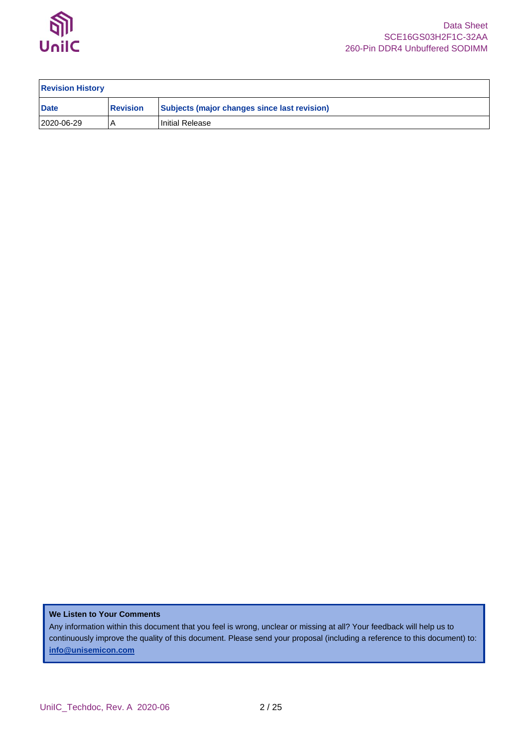| Revision History | | |
| --- | --- | --- |
| **Date** | **Revision** | **Subjects (major changes since last revision)** |
| 2020-06-29 | A | Initial Release |

**We Listen to Your Comments**

Any information within this document that you feel is wrong, unclear or missing at all? Your feedback will help us to continuously improve the quality of this document. Please send your proposal (including a reference to this document) to: **info@unisemicon.com**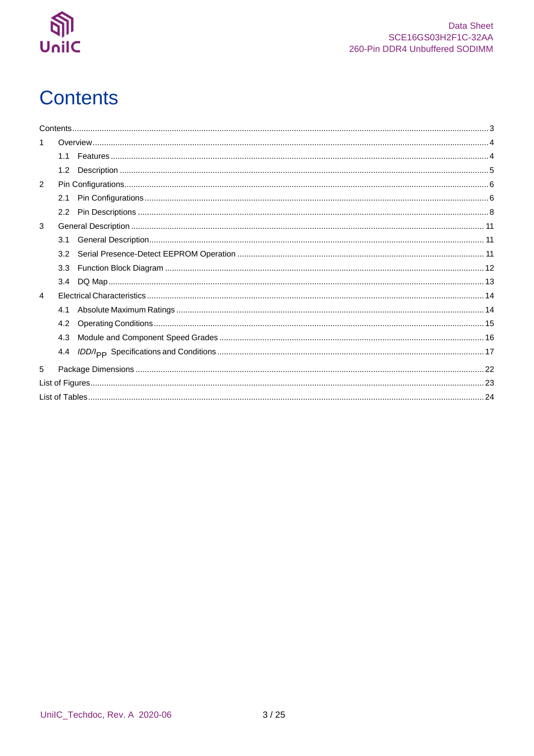# Contents

Contents ... 3

1 Overview ... 4

- 1.1 Features ... 4
- 1.2 Description ... 5

2 Pin Configurations ... 6

- 2.1 Pin Configurations ... 6
- 2.2 Pin Descriptions ... 8

3 General Description ... 11

- 3.1 General Description ... 11
- 3.2 Serial Presence-Detect EEPROM Operation ... 11
- 3.3 Function Block Diagram ... 12
- 3.4 DQ Map ... 13

4 Electrical Characteristics ... 14

- 4.1 Absolute Maximum Ratings ... 14
- 4.2 Operating Conditions ... 15
- 4.3 Module and Component Speed Grades ... 16
- 4.4 $IDD/I_{PP}$ Specifications and Conditions ... 17

5 Package Dimensions ... 22

List of Figures ... 23

List of Tables ... 24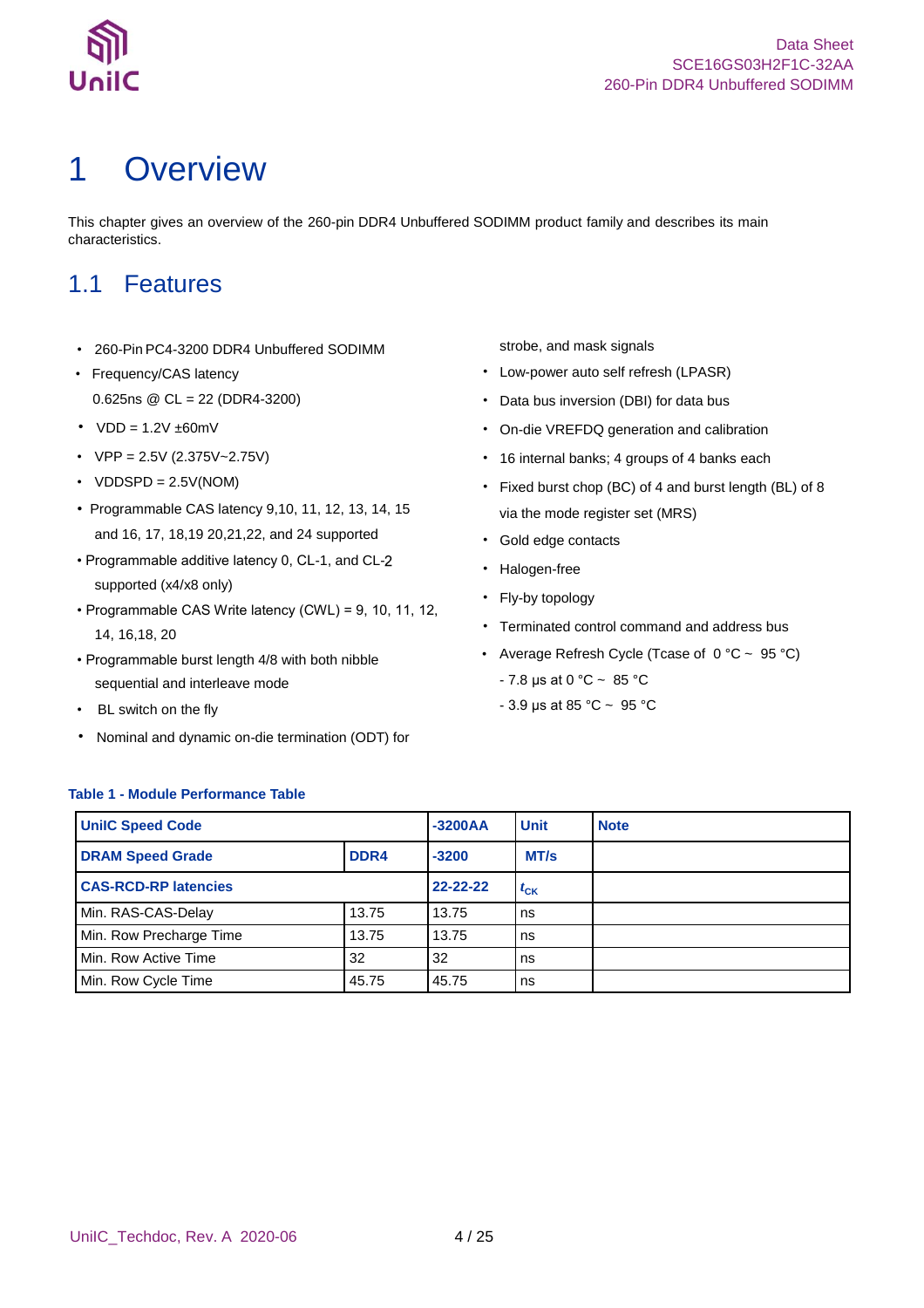# 1 Overview

This chapter gives an overview of the 260-pin DDR4 Unbuffered SODIMM product family and describes its main characteristics.

## 1.1 Features

- 260-Pin PC4-3200 DDR4 Unbuffered SODIMM
- Frequency/CAS latency
  0.625ns @ CL = 22 (DDR4-3200)
- VDD = 1.2V ±60mV
- VPP = 2.5V (2.375V~2.75V)
- VDDSPD = 2.5V(NOM)
- Programmable CAS latency 9,10, 11, 12, 13, 14, 15 and 16, 17, 18,19 20,21,22, and 24 supported
- Programmable additive latency 0, CL-1, and CL-2 supported (x4/x8 only)
- Programmable CAS Write latency (CWL) = 9, 10, 11, 12, 14, 16,18, 20
- Programmable burst length 4/8 with both nibble sequential and interleave mode
- BL switch on the fly
- Nominal and dynamic on-die termination (ODT) for strobe, and mask signals
- Low-power auto self refresh (LPASR)
- Data bus inversion (DBI) for data bus
- On-die VREFDQ generation and calibration
- 16 internal banks; 4 groups of 4 banks each
- Fixed burst chop (BC) of 4 and burst length (BL) of 8 via the mode register set (MRS)
- Gold edge contacts
- Halogen-free
- Fly-by topology
- Terminated control command and address bus
- Average Refresh Cycle (Tcase of 0 °C ~ 95 °C)
  - 7.8 µs at 0 °C ~ 85 °C
  - 3.9 µs at 85 °C ~ 95 °C

**Table 1 - Module Performance Table**

| **UniIC Speed Code** | | **-3200AA** | **Unit** | **Note** |
|---|---|---|---|---|
| **DRAM Speed Grade** | **DDR4** | **-3200** | **MT/s** | |
| **CAS-RCD-RP latencies** | | **22-22-22** | $t_{CK}$ | |
| Min. RAS-CAS-Delay | 13.75 | 13.75 | ns | |
| Min. Row Precharge Time | 13.75 | 13.75 | ns | |
| Min. Row Active Time | 32 | 32 | ns | |
| Min. Row Cycle Time | 45.75 | 45.75 | ns | |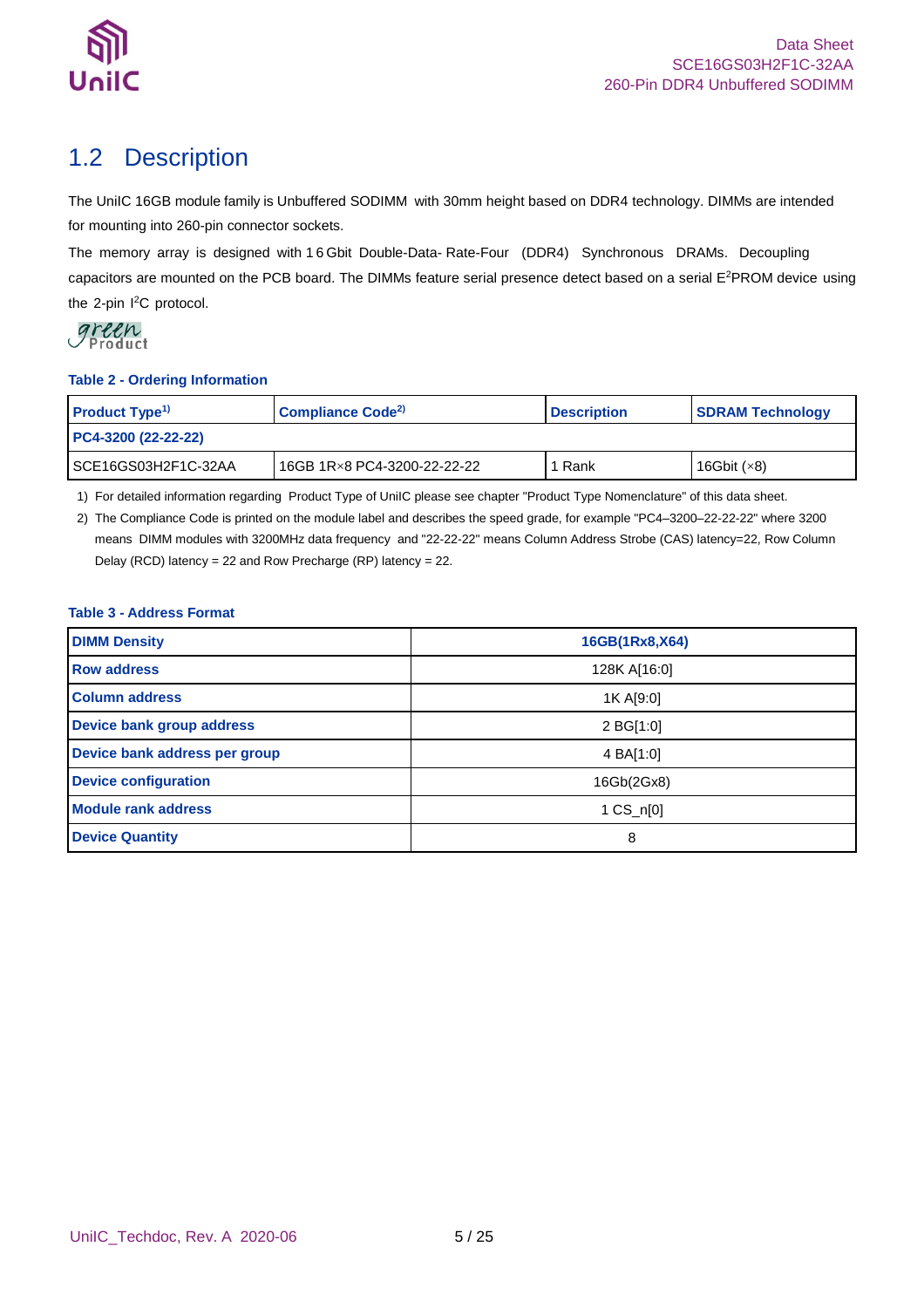## 1.2 Description

The UniIC 16GB module family is Unbuffered SODIMM with 30mm height based on DDR4 technology. DIMMs are intended for mounting into 260-pin connector sockets.

The memory array is designed with 16 Gbit Double-Data- Rate-Four (DDR4) Synchronous DRAMs. Decoupling capacitors are mounted on the PCB board. The DIMMs feature serial presence detect based on a serial $E^2$PROM device using the 2-pin $I^2$C protocol.

green Product

**Table 2 - Ordering Information**

| Product Type[1)] | Compliance Code[2)] | Description | SDRAM Technology |
|---|---|---|---|
| **PC4-3200 (22-22-22)** | | | |
| SCE16GS03H2F1C-32AA | 16GB 1R×8 PC4-3200-22-22-22 | 1 Rank | 16Gbit (×8) |

1) For detailed information regarding Product Type of UniIC please see chapter "Product Type Nomenclature" of this data sheet.

2) The Compliance Code is printed on the module label and describes the speed grade, for example "PC4–3200–22-22-22" where 3200 means DIMM modules with 3200MHz data frequency and "22-22-22" means Column Address Strobe (CAS) latency=22, Row Column Delay (RCD) latency = 22 and Row Precharge (RP) latency = 22.

**Table 3 - Address Format**

| DIMM Density | 16GB(1Rx8,X64) |
|---|---|
| Row address | 128K A[16:0] |
| Column address | 1K A[9:0] |
| Device bank group address | 2 BG[1:0] |
| Device bank address per group | 4 BA[1:0] |
| Device configuration | 16Gb(2Gx8) |
| Module rank address | 1 CS_n[0] |
| Device Quantity | 8 |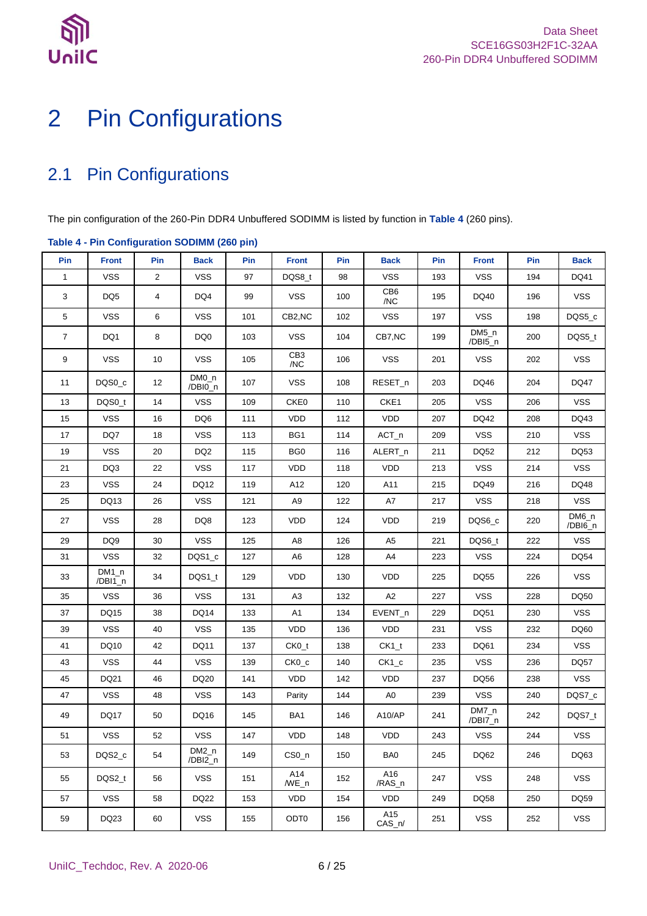# 2 Pin Configurations

## 2.1 Pin Configurations

The pin configuration of the 260-Pin DDR4 Unbuffered SODIMM is listed by function in **Table 4** (260 pins).

**Table 4 - Pin Configuration SODIMM (260 pin)**

| Pin | Front | Pin | Back | Pin | Front | Pin | Back | Pin | Front | Pin | Back |
|---|---|---|---|---|---|---|---|---|---|---|---|
| 1 | VSS | 2 | VSS | 97 | DQS8_t | 98 | VSS | 193 | VSS | 194 | DQ41 |
| 3 | DQ5 | 4 | DQ4 | 99 | VSS | 100 | CB6 /NC | 195 | DQ40 | 196 | VSS |
| 5 | VSS | 6 | VSS | 101 | CB2,NC | 102 | VSS | 197 | VSS | 198 | DQS5_c |
| 7 | DQ1 | 8 | DQ0 | 103 | VSS | 104 | CB7,NC | 199 | DM5_n /DBI5_n | 200 | DQS5_t |
| 9 | VSS | 10 | VSS | 105 | CB3 /NC | 106 | VSS | 201 | VSS | 202 | VSS |
| 11 | DQS0_c | 12 | DM0_n /DBI0_n | 107 | VSS | 108 | RESET_n | 203 | DQ46 | 204 | DQ47 |
| 13 | DQS0_t | 14 | VSS | 109 | CKE0 | 110 | CKE1 | 205 | VSS | 206 | VSS |
| 15 | VSS | 16 | DQ6 | 111 | VDD | 112 | VDD | 207 | DQ42 | 208 | DQ43 |
| 17 | DQ7 | 18 | VSS | 113 | BG1 | 114 | ACT_n | 209 | VSS | 210 | VSS |
| 19 | VSS | 20 | DQ2 | 115 | BG0 | 116 | ALERT_n | 211 | DQ52 | 212 | DQ53 |
| 21 | DQ3 | 22 | VSS | 117 | VDD | 118 | VDD | 213 | VSS | 214 | VSS |
| 23 | VSS | 24 | DQ12 | 119 | A12 | 120 | A11 | 215 | DQ49 | 216 | DQ48 |
| 25 | DQ13 | 26 | VSS | 121 | A9 | 122 | A7 | 217 | VSS | 218 | VSS |
| 27 | VSS | 28 | DQ8 | 123 | VDD | 124 | VDD | 219 | DQS6_c | 220 | DM6_n /DBI6_n |
| 29 | DQ9 | 30 | VSS | 125 | A8 | 126 | A5 | 221 | DQS6_t | 222 | VSS |
| 31 | VSS | 32 | DQS1_c | 127 | A6 | 128 | A4 | 223 | VSS | 224 | DQ54 |
| 33 | DM1_n /DBI1_n | 34 | DQS1_t | 129 | VDD | 130 | VDD | 225 | DQ55 | 226 | VSS |
| 35 | VSS | 36 | VSS | 131 | A3 | 132 | A2 | 227 | VSS | 228 | DQ50 |
| 37 | DQ15 | 38 | DQ14 | 133 | A1 | 134 | EVENT_n | 229 | DQ51 | 230 | VSS |
| 39 | VSS | 40 | VSS | 135 | VDD | 136 | VDD | 231 | VSS | 232 | DQ60 |
| 41 | DQ10 | 42 | DQ11 | 137 | CK0_t | 138 | CK1_t | 233 | DQ61 | 234 | VSS |
| 43 | VSS | 44 | VSS | 139 | CK0_c | 140 | CK1_c | 235 | VSS | 236 | DQ57 |
| 45 | DQ21 | 46 | DQ20 | 141 | VDD | 142 | VDD | 237 | DQ56 | 238 | VSS |
| 47 | VSS | 48 | VSS | 143 | Parity | 144 | A0 | 239 | VSS | 240 | DQS7_c |
| 49 | DQ17 | 50 | DQ16 | 145 | BA1 | 146 | A10/AP | 241 | DM7_n /DBI7_n | 242 | DQS7_t |
| 51 | VSS | 52 | VSS | 147 | VDD | 148 | VDD | 243 | VSS | 244 | VSS |
| 53 | DQS2_c | 54 | DM2_n /DBI2_n | 149 | CS0_n | 150 | BA0 | 245 | DQ62 | 246 | DQ63 |
| 55 | DQS2_t | 56 | VSS | 151 | A14 /WE_n | 152 | A16 /RAS_n | 247 | VSS | 248 | VSS |
| 57 | VSS | 58 | DQ22 | 153 | VDD | 154 | VDD | 249 | DQ58 | 250 | DQ59 |
| 59 | DQ23 | 60 | VSS | 155 | ODT0 | 156 | A15 CAS_n/ | 251 | VSS | 252 | VSS |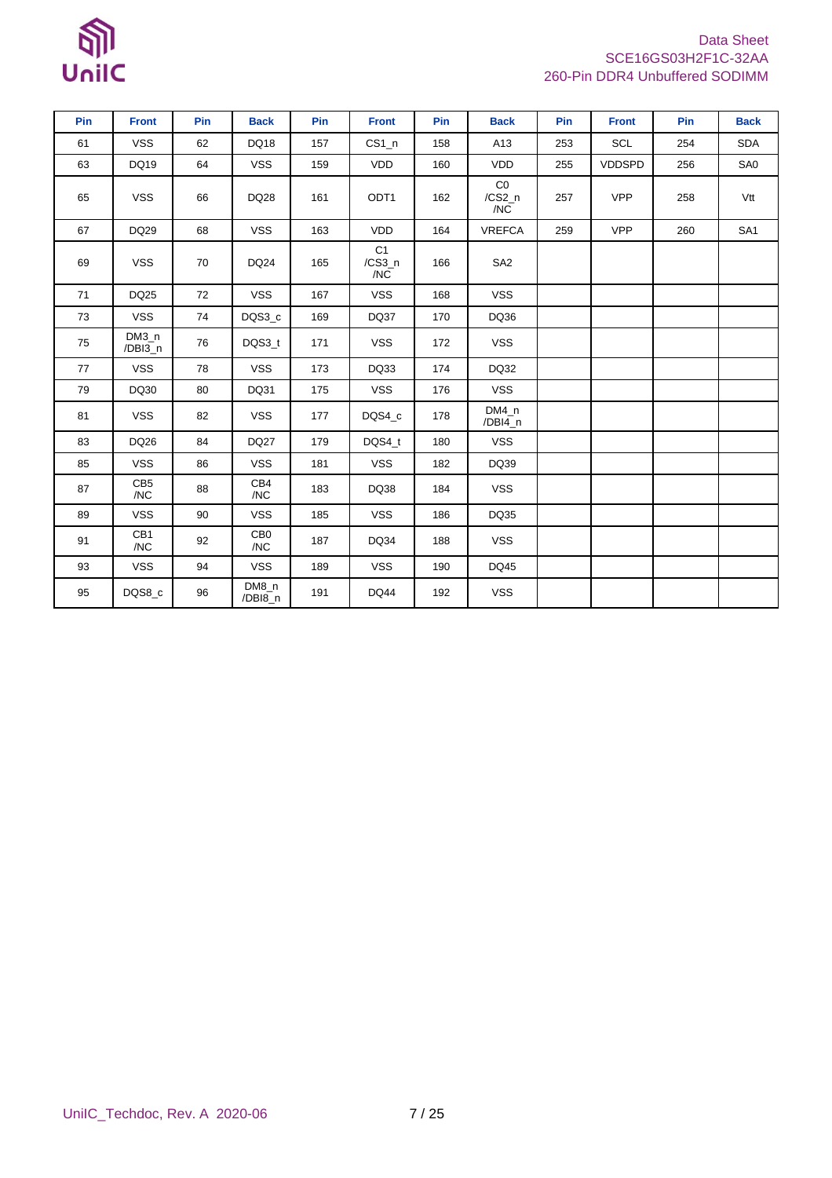| Pin | Front | Pin | Back | Pin | Front | Pin | Back | Pin | Front | Pin | Back |
|---|---|---|---|---|---|---|---|---|---|---|---|
| 61 | VSS | 62 | DQ18 | 157 | CS1_n | 158 | A13 | 253 | SCL | 254 | SDA |
| 63 | DQ19 | 64 | VSS | 159 | VDD | 160 | VDD | 255 | VDDSPD | 256 | SA0 |
| 65 | VSS | 66 | DQ28 | 161 | ODT1 | 162 | C0 /CS2_n /NC | 257 | VPP | 258 | Vtt |
| 67 | DQ29 | 68 | VSS | 163 | VDD | 164 | VREFCA | 259 | VPP | 260 | SA1 |
| 69 | VSS | 70 | DQ24 | 165 | C1 /CS3_n /NC | 166 | SA2 | | | | |
| 71 | DQ25 | 72 | VSS | 167 | VSS | 168 | VSS | | | | |
| 73 | VSS | 74 | DQS3_c | 169 | DQ37 | 170 | DQ36 | | | | |
| 75 | DM3_n /DBI3_n | 76 | DQS3_t | 171 | VSS | 172 | VSS | | | | |
| 77 | VSS | 78 | VSS | 173 | DQ33 | 174 | DQ32 | | | | |
| 79 | DQ30 | 80 | DQ31 | 175 | VSS | 176 | VSS | | | | |
| 81 | VSS | 82 | VSS | 177 | DQS4_c | 178 | DM4_n /DBI4_n | | | | |
| 83 | DQ26 | 84 | DQ27 | 179 | DQS4_t | 180 | VSS | | | | |
| 85 | VSS | 86 | VSS | 181 | VSS | 182 | DQ39 | | | | |
| 87 | CB5 /NC | 88 | CB4 /NC | 183 | DQ38 | 184 | VSS | | | | |
| 89 | VSS | 90 | VSS | 185 | VSS | 186 | DQ35 | | | | |
| 91 | CB1 /NC | 92 | CB0 /NC | 187 | DQ34 | 188 | VSS | | | | |
| 93 | VSS | 94 | VSS | 189 | VSS | 190 | DQ45 | | | | |
| 95 | DQS8_c | 96 | DM8_n /DBI8_n | 191 | DQ44 | 192 | VSS | | | | |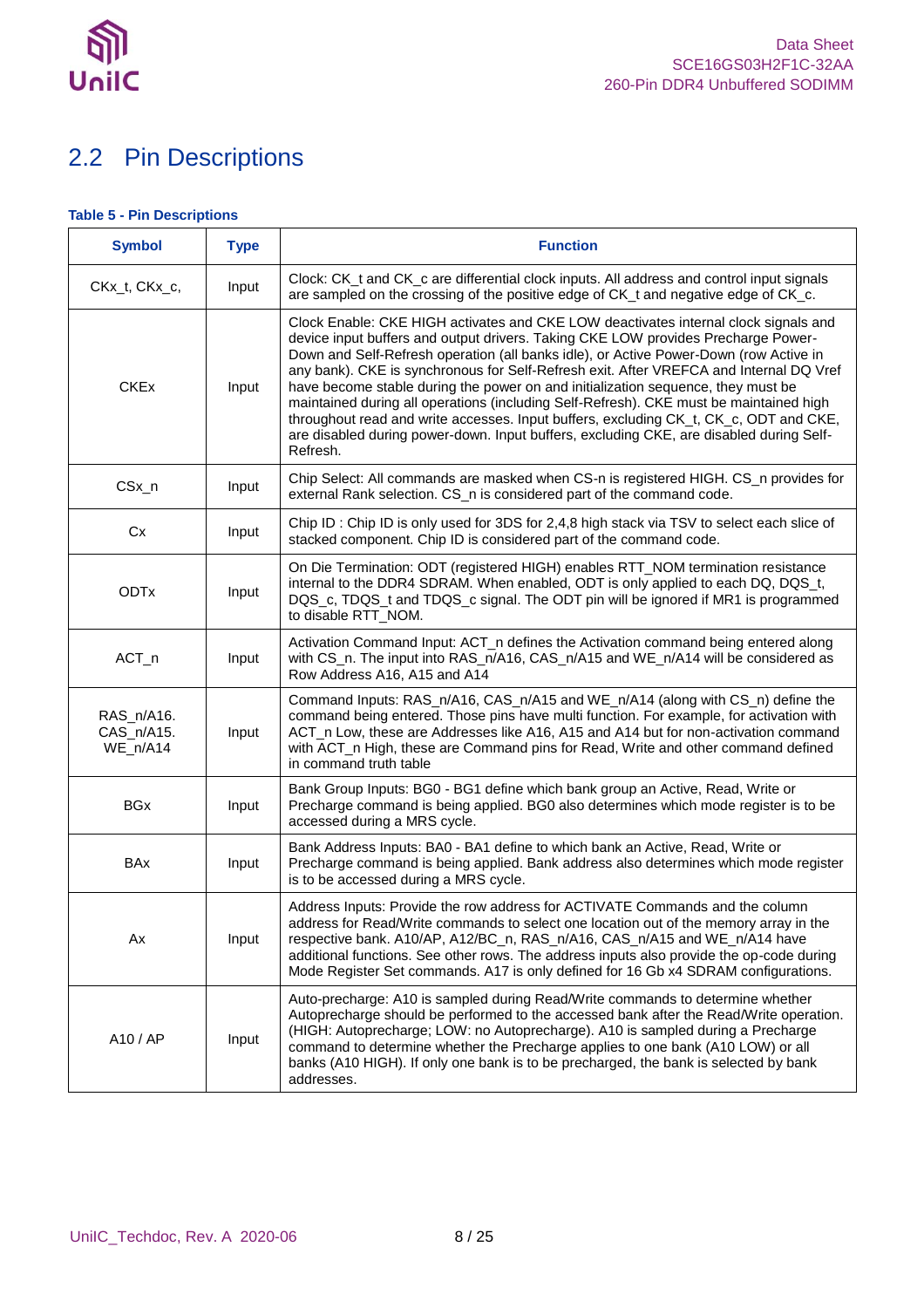## 2.2 Pin Descriptions

**Table 5 - Pin Descriptions**

| Symbol | Type | Function |
|---|---|---|
| CKx_t, CKx_c, | Input | Clock: CK_t and CK_c are differential clock inputs. All address and control input signals are sampled on the crossing of the positive edge of CK_t and negative edge of CK_c. |
| CKEx | Input | Clock Enable: CKE HIGH activates and CKE LOW deactivates internal clock signals and device input buffers and output drivers. Taking CKE LOW provides Precharge Power-Down and Self-Refresh operation (all banks idle), or Active Power-Down (row Active in any bank). CKE is synchronous for Self-Refresh exit. After VREFCA and Internal DQ Vref have become stable during the power on and initialization sequence, they must be maintained during all operations (including Self-Refresh). CKE must be maintained high throughout read and write accesses. Input buffers, excluding CK_t, CK_c, ODT and CKE, are disabled during power-down. Input buffers, excluding CKE, are disabled during Self-Refresh. |
| CSx_n | Input | Chip Select: All commands are masked when CS-n is registered HIGH. CS_n provides for external Rank selection. CS_n is considered part of the command code. |
| Cx | Input | Chip ID : Chip ID is only used for 3DS for 2,4,8 high stack via TSV to select each slice of stacked component. Chip ID is considered part of the command code. |
| ODTx | Input | On Die Termination: ODT (registered HIGH) enables RTT_NOM termination resistance internal to the DDR4 SDRAM. When enabled, ODT is only applied to each DQ, DQS_t, DQS_c, TDQS_t and TDQS_c signal. The ODT pin will be ignored if MR1 is programmed to disable RTT_NOM. |
| ACT_n | Input | Activation Command Input: ACT_n defines the Activation command being entered along with CS_n. The input into RAS_n/A16, CAS_n/A15 and WE_n/A14 will be considered as Row Address A16, A15 and A14 |
| RAS_n/A16. CAS_n/A15. WE_n/A14 | Input | Command Inputs: RAS_n/A16, CAS_n/A15 and WE_n/A14 (along with CS_n) define the command being entered. Those pins have multi function. For example, for activation with ACT_n Low, these are Addresses like A16, A15 and A14 but for non-activation command with ACT_n High, these are Command pins for Read, Write and other command defined in command truth table |
| BGx | Input | Bank Group Inputs: BG0 - BG1 define which bank group an Active, Read, Write or Precharge command is being applied. BG0 also determines which mode register is to be accessed during a MRS cycle. |
| BAx | Input | Bank Address Inputs: BA0 - BA1 define to which bank an Active, Read, Write or Precharge command is being applied. Bank address also determines which mode register is to be accessed during a MRS cycle. |
| Ax | Input | Address Inputs: Provide the row address for ACTIVATE Commands and the column address for Read/Write commands to select one location out of the memory array in the respective bank. A10/AP, A12/BC_n, RAS_n/A16, CAS_n/A15 and WE_n/A14 have additional functions. See other rows. The address inputs also provide the op-code during Mode Register Set commands. A17 is only defined for 16 Gb x4 SDRAM configurations. |
| A10 / AP | Input | Auto-precharge: A10 is sampled during Read/Write commands to determine whether Autoprecharge should be performed to the accessed bank after the Read/Write operation. (HIGH: Autoprecharge; LOW: no Autoprecharge). A10 is sampled during a Precharge command to determine whether the Precharge applies to one bank (A10 LOW) or all banks (A10 HIGH). If only one bank is to be precharged, the bank is selected by bank addresses. |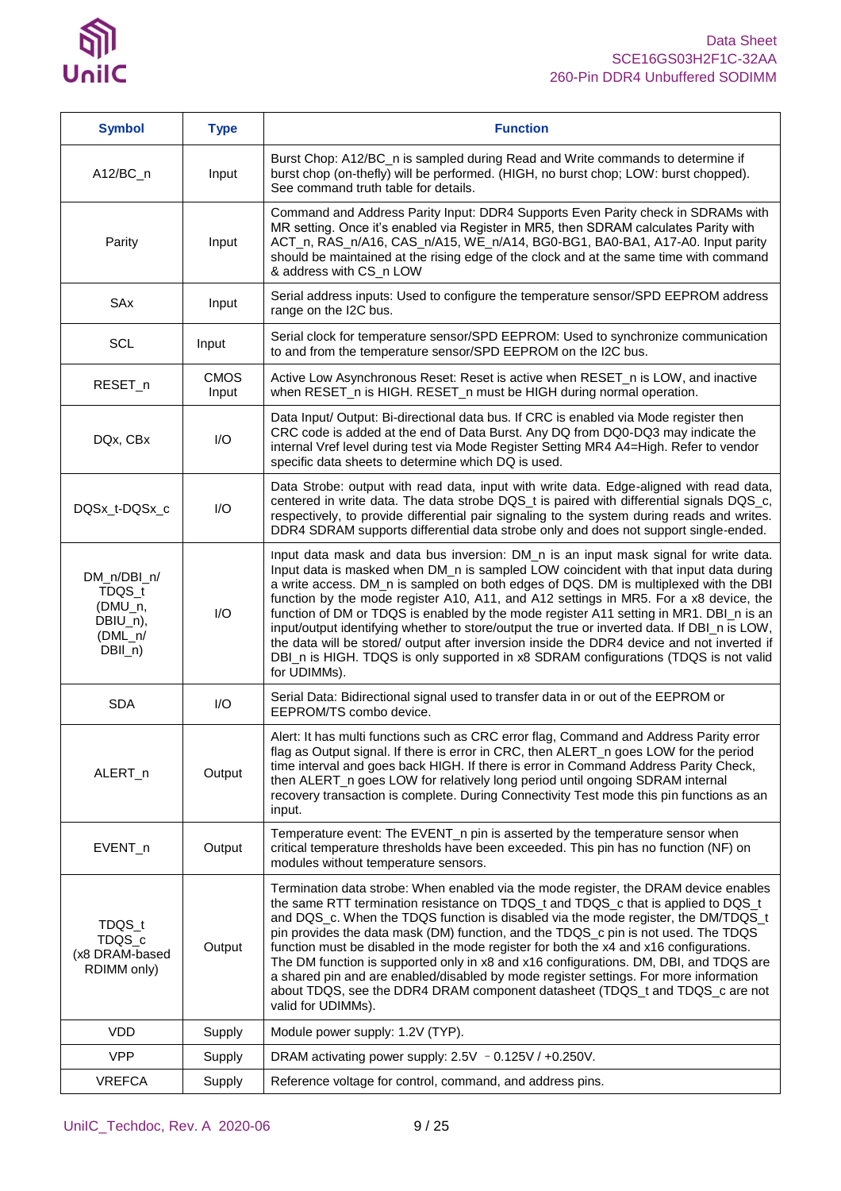| Symbol | Type | Function |
| --- | --- | --- |
| A12/BC_n | Input | Burst Chop: A12/BC_n is sampled during Read and Write commands to determine if burst chop (on-thefly) will be performed. (HIGH, no burst chop; LOW: burst chopped). See command truth table for details. |
| Parity | Input | Command and Address Parity Input: DDR4 Supports Even Parity check in SDRAMs with MR setting. Once it's enabled via Register in MR5, then SDRAM calculates Parity with ACT_n, RAS_n/A16, CAS_n/A15, WE_n/A14, BG0-BG1, BA0-BA1, A17-A0. Input parity should be maintained at the rising edge of the clock and at the same time with command & address with CS_n LOW |
| SAx | Input | Serial address inputs: Used to configure the temperature sensor/SPD EEPROM address range on the I2C bus. |
| SCL | Input | Serial clock for temperature sensor/SPD EEPROM: Used to synchronize communication to and from the temperature sensor/SPD EEPROM on the I2C bus. |
| RESET_n | CMOS Input | Active Low Asynchronous Reset: Reset is active when RESET_n is LOW, and inactive when RESET_n is HIGH. RESET_n must be HIGH during normal operation. |
| DQx, CBx | I/O | Data Input/ Output: Bi-directional data bus. If CRC is enabled via Mode register then CRC code is added at the end of Data Burst. Any DQ from DQ0-DQ3 may indicate the internal Vref level during test via Mode Register Setting MR4 A4=High. Refer to vendor specific data sheets to determine which DQ is used. |
| DQSx_t-DQSx_c | I/O | Data Strobe: output with read data, input with write data. Edge-aligned with read data, centered in write data. The data strobe DQS_t is paired with differential signals DQS_c, respectively, to provide differential pair signaling to the system during reads and writes. DDR4 SDRAM supports differential data strobe only and does not support single-ended. |
| DM_n/DBI_n/ TDQS_t (DMU_n, DBIU_n), (DML_n/ DBIl_n) | I/O | Input data mask and data bus inversion: DM_n is an input mask signal for write data. Input data is masked when DM_n is sampled LOW coincident with that input data during a write access. DM_n is sampled on both edges of DQS. DM is multiplexed with the DBI function by the mode register A10, A11, and A12 settings in MR5. For a x8 device, the function of DM or TDQS is enabled by the mode register A11 setting in MR1. DBI_n is an input/output identifying whether to store/output the true or inverted data. If DBI_n is LOW, the data will be stored/ output after inversion inside the DDR4 device and not inverted if DBI_n is HIGH. TDQS is only supported in x8 SDRAM configurations (TDQS is not valid for UDIMMs). |
| SDA | I/O | Serial Data: Bidirectional signal used to transfer data in or out of the EEPROM or EEPROM/TS combo device. |
| ALERT_n | Output | Alert: It has multi functions such as CRC error flag, Command and Address Parity error flag as Output signal. If there is error in CRC, then ALERT_n goes LOW for the period time interval and goes back HIGH. If there is error in Command Address Parity Check, then ALERT_n goes LOW for relatively long period until ongoing SDRAM internal recovery transaction is complete. During Connectivity Test mode this pin functions as an input. |
| EVENT_n | Output | Temperature event: The EVENT_n pin is asserted by the temperature sensor when critical temperature thresholds have been exceeded. This pin has no function (NF) on modules without temperature sensors. |
| TDQS_t TDQS_c (x8 DRAM-based RDIMM only) | Output | Termination data strobe: When enabled via the mode register, the DRAM device enables the same RTT termination resistance on TDQS_t and TDQS_c that is applied to DQS_t and DQS_c. When the TDQS function is disabled via the mode register, the DM/TDQS_t pin provides the data mask (DM) function, and the TDQS_c pin is not used. The TDQS function must be disabled in the mode register for both the x4 and x16 configurations. The DM function is supported only in x8 and x16 configurations. DM, DBI, and TDQS are a shared pin and are enabled/disabled by mode register settings. For more information about TDQS, see the DDR4 DRAM component datasheet (TDQS_t and TDQS_c are not valid for UDIMMs). |
| VDD | Supply | Module power supply: 1.2V (TYP). |
| VPP | Supply | DRAM activating power supply: 2.5V – 0.125V / +0.250V. |
| VREFCA | Supply | Reference voltage for control, command, and address pins. |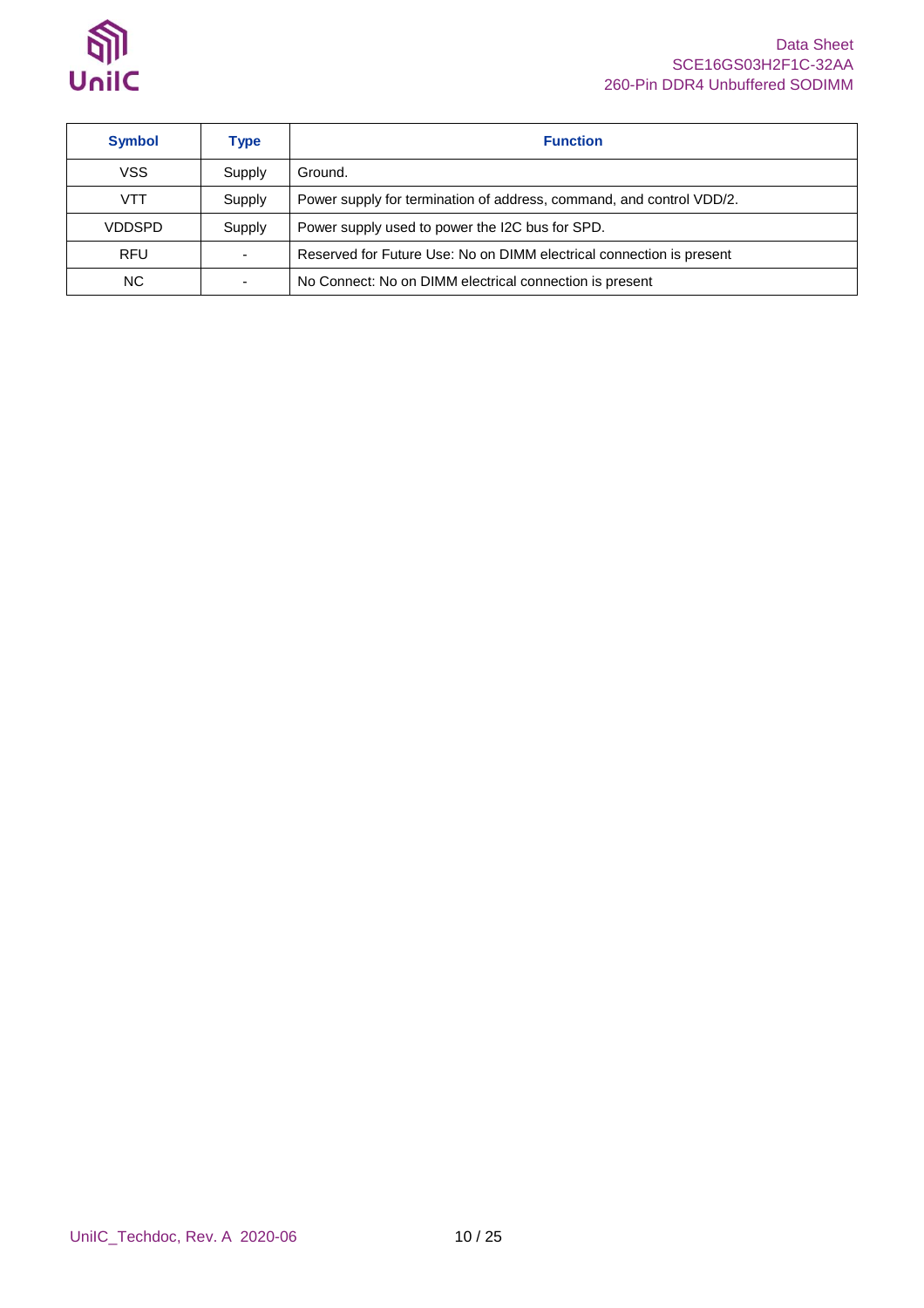| Symbol | Type | Function |
|---|---|---|
| VSS | Supply | Ground. |
| VTT | Supply | Power supply for termination of address, command, and control VDD/2. |
| VDDSPD | Supply | Power supply used to power the I2C bus for SPD. |
| RFU | - | Reserved for Future Use: No on DIMM electrical connection is present |
| NC | - | No Connect: No on DIMM electrical connection is present |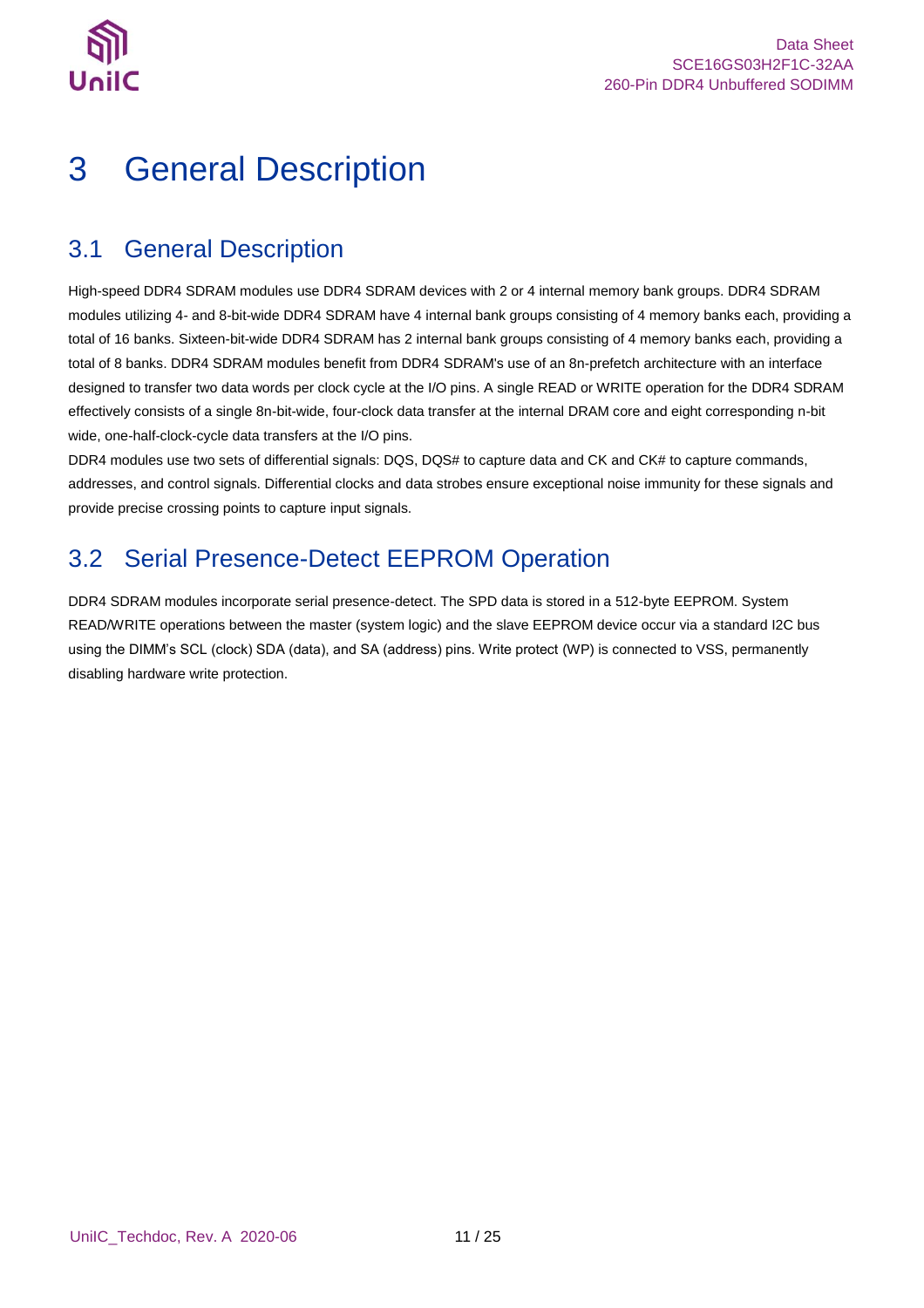# 3 General Description

## 3.1 General Description

High-speed DDR4 SDRAM modules use DDR4 SDRAM devices with 2 or 4 internal memory bank groups. DDR4 SDRAM modules utilizing 4- and 8-bit-wide DDR4 SDRAM have 4 internal bank groups consisting of 4 memory banks each, providing a total of 16 banks. Sixteen-bit-wide DDR4 SDRAM has 2 internal bank groups consisting of 4 memory banks each, providing a total of 8 banks. DDR4 SDRAM modules benefit from DDR4 SDRAM's use of an 8n-prefetch architecture with an interface designed to transfer two data words per clock cycle at the I/O pins. A single READ or WRITE operation for the DDR4 SDRAM effectively consists of a single 8n-bit-wide, four-clock data transfer at the internal DRAM core and eight corresponding n-bit wide, one-half-clock-cycle data transfers at the I/O pins.

DDR4 modules use two sets of differential signals: DQS, DQS# to capture data and CK and CK# to capture commands, addresses, and control signals. Differential clocks and data strobes ensure exceptional noise immunity for these signals and provide precise crossing points to capture input signals.

## 3.2 Serial Presence-Detect EEPROM Operation

DDR4 SDRAM modules incorporate serial presence-detect. The SPD data is stored in a 512-byte EEPROM. System READ/WRITE operations between the master (system logic) and the slave EEPROM device occur via a standard I2C bus using the DIMM's SCL (clock) SDA (data), and SA (address) pins. Write protect (WP) is connected to VSS, permanently disabling hardware write protection.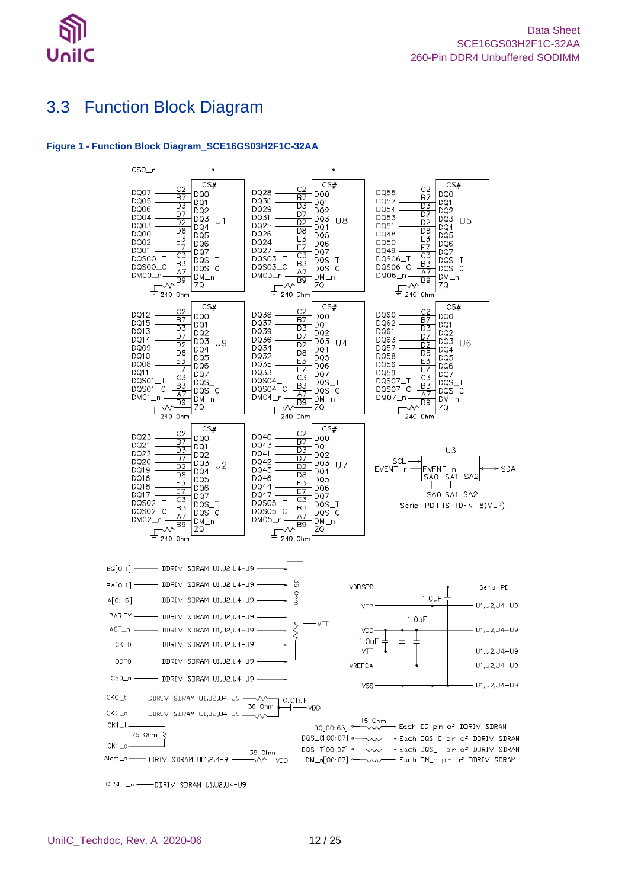## 3.3 Function Block Diagram

**Figure 1 - Function Block Diagram_SCE16GS03H2F1C-32AA**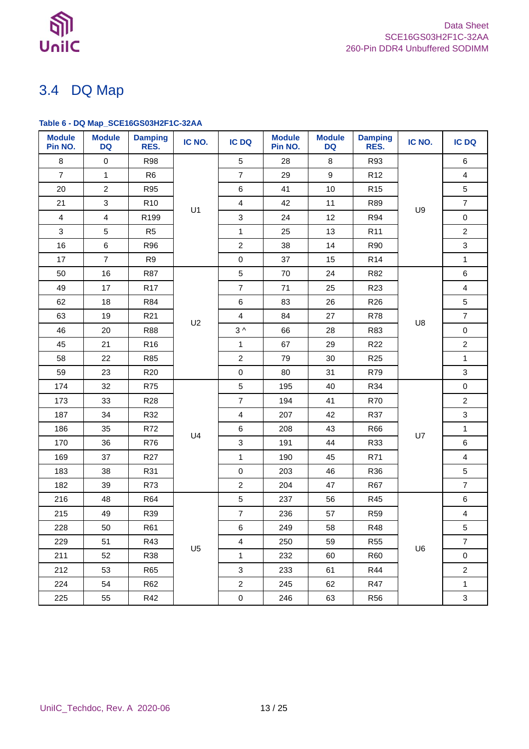## 3.4 DQ Map

**Table 6 - DQ Map_SCE16GS03H2F1C-32AA**

| Module Pin NO. | Module DQ | Damping RES. | IC NO. | IC DQ | Module Pin NO. | Module DQ | Damping RES. | IC NO. | IC DQ |
|---|---|---|---|---|---|---|---|---|---|
| 8 | 0 | R98 | U1 | 5 | 28 | 8 | R93 | U9 | 6 |
| 7 | 1 | R6 | | 7 | 29 | 9 | R12 | | 4 |
| 20 | 2 | R95 | | 6 | 41 | 10 | R15 | | 5 |
| 21 | 3 | R10 | | 4 | 42 | 11 | R89 | | 7 |
| 4 | 4 | R199 | | 3 | 24 | 12 | R94 | | 0 |
| 3 | 5 | R5 | | 1 | 25 | 13 | R11 | | 2 |
| 16 | 6 | R96 | | 2 | 38 | 14 | R90 | | 3 |
| 17 | 7 | R9 | | 0 | 37 | 15 | R14 | | 1 |
| 50 | 16 | R87 | U2 | 5 | 70 | 24 | R82 | U8 | 6 |
| 49 | 17 | R17 | | 7 | 71 | 25 | R23 | | 4 |
| 62 | 18 | R84 | | 6 | 83 | 26 | R26 | | 5 |
| 63 | 19 | R21 | | 4 | 84 | 27 | R78 | | 7 |
| 46 | 20 | R88 | | 3 ^ | 66 | 28 | R83 | | 0 |
| 45 | 21 | R16 | | 1 | 67 | 29 | R22 | | 2 |
| 58 | 22 | R85 | | 2 | 79 | 30 | R25 | | 1 |
| 59 | 23 | R20 | | 0 | 80 | 31 | R79 | | 3 |
| 174 | 32 | R75 | U4 | 5 | 195 | 40 | R34 | U7 | 0 |
| 173 | 33 | R28 | | 7 | 194 | 41 | R70 | | 2 |
| 187 | 34 | R32 | | 4 | 207 | 42 | R37 | | 3 |
| 186 | 35 | R72 | | 6 | 208 | 43 | R66 | | 1 |
| 170 | 36 | R76 | | 3 | 191 | 44 | R33 | | 6 |
| 169 | 37 | R27 | | 1 | 190 | 45 | R71 | | 4 |
| 183 | 38 | R31 | | 0 | 203 | 46 | R36 | | 5 |
| 182 | 39 | R73 | | 2 | 204 | 47 | R67 | | 7 |
| 216 | 48 | R64 | U5 | 5 | 237 | 56 | R45 | U6 | 6 |
| 215 | 49 | R39 | | 7 | 236 | 57 | R59 | | 4 |
| 228 | 50 | R61 | | 6 | 249 | 58 | R48 | | 5 |
| 229 | 51 | R43 | | 4 | 250 | 59 | R55 | | 7 |
| 211 | 52 | R38 | | 1 | 232 | 60 | R60 | | 0 |
| 212 | 53 | R65 | | 3 | 233 | 61 | R44 | | 2 |
| 224 | 54 | R62 | | 2 | 245 | 62 | R47 | | 1 |
| 225 | 55 | R42 | | 0 | 246 | 63 | R56 | | 3 |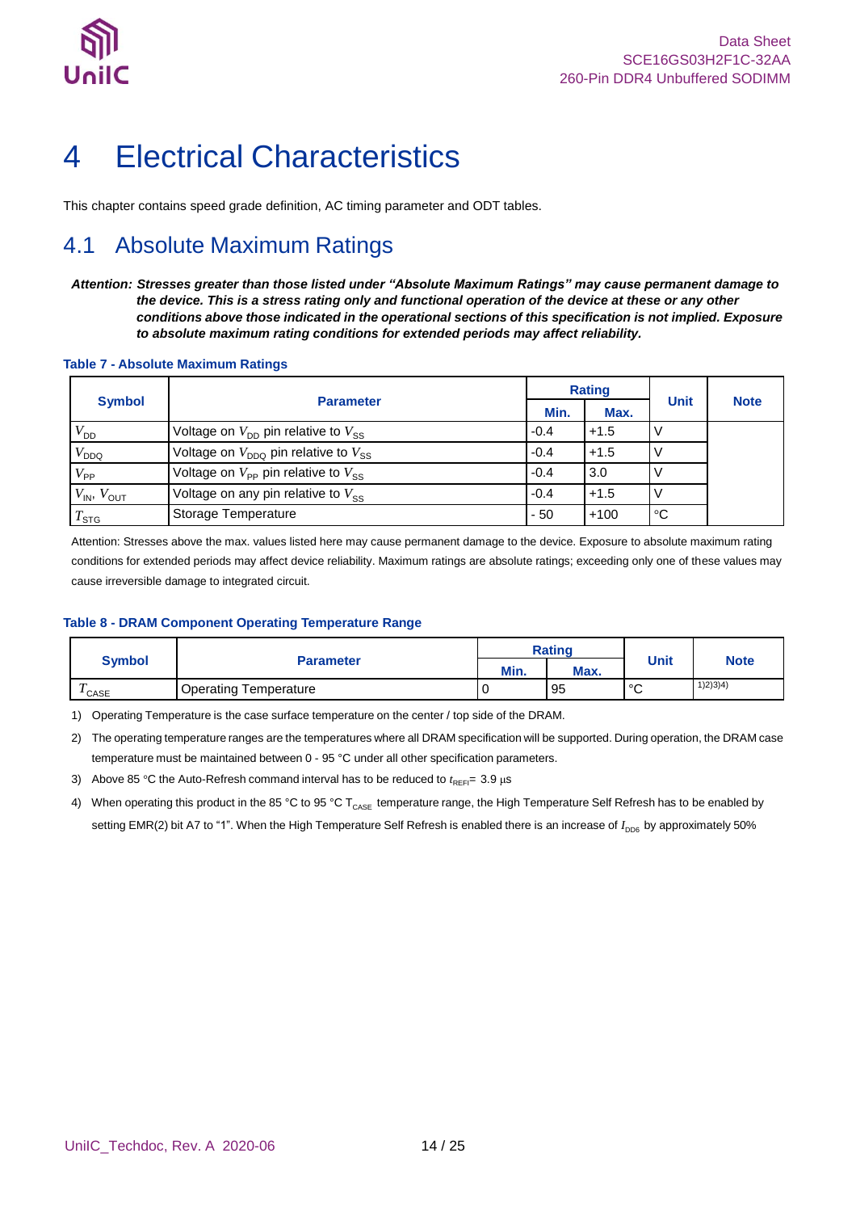# 4 Electrical Characteristics

This chapter contains speed grade definition, AC timing parameter and ODT tables.

## 4.1 Absolute Maximum Ratings

***Attention: Stresses greater than those listed under "Absolute Maximum Ratings" may cause permanent damage to the device. This is a stress rating only and functional operation of the device at these or any other conditions above those indicated in the operational sections of this specification is not implied. Exposure to absolute maximum rating conditions for extended periods may affect reliability.***

**Table 7 - Absolute Maximum Ratings**

| Symbol | Parameter | Rating | | Unit | Note |
|---|---|---|---|---|---|
| | | Min. | Max. | | |
| $V_{DD}$ | Voltage on $V_{DD}$ pin relative to $V_{SS}$ | -0.4 | +1.5 | V | |
| $V_{DDQ}$ | Voltage on $V_{DDQ}$ pin relative to $V_{SS}$ | -0.4 | +1.5 | V | |
| $V_{PP}$ | Voltage on $V_{PP}$ pin relative to $V_{SS}$ | -0.4 | 3.0 | V | |
| $V_{IN}$, $V_{OUT}$ | Voltage on any pin relative to $V_{SS}$ | -0.4 | +1.5 | V | |
| $T_{STG}$ | Storage Temperature | - 50 | +100 | °C | |

Attention: Stresses above the max. values listed here may cause permanent damage to the device. Exposure to absolute maximum rating conditions for extended periods may affect device reliability. Maximum ratings are absolute ratings; exceeding only one of these values may cause irreversible damage to integrated circuit.

**Table 8 - DRAM Component Operating Temperature Range**

| Symbol | Parameter | Rating | | Unit | Note |
|---|---|---|---|---|---|
| | | Min. | Max. | | |
| $T_{CASE}$ | Operating Temperature | 0 | 95 | °C | 1)2)3)4) |

1) Operating Temperature is the case surface temperature on the center / top side of the DRAM.

2) The operating temperature ranges are the temperatures where all DRAM specification will be supported. During operation, the DRAM case temperature must be maintained between 0 - 95 °C under all other specification parameters.

3) Above 85 °C the Auto-Refresh command interval has to be reduced to $t_{REFI}$= 3.9 μs

4) When operating this product in the 85 °C to 95 °C $T_{CASE}$ temperature range, the High Temperature Self Refresh has to be enabled by setting EMR(2) bit A7 to "1". When the High Temperature Self Refresh is enabled there is an increase of $I_{DD6}$ by approximately 50%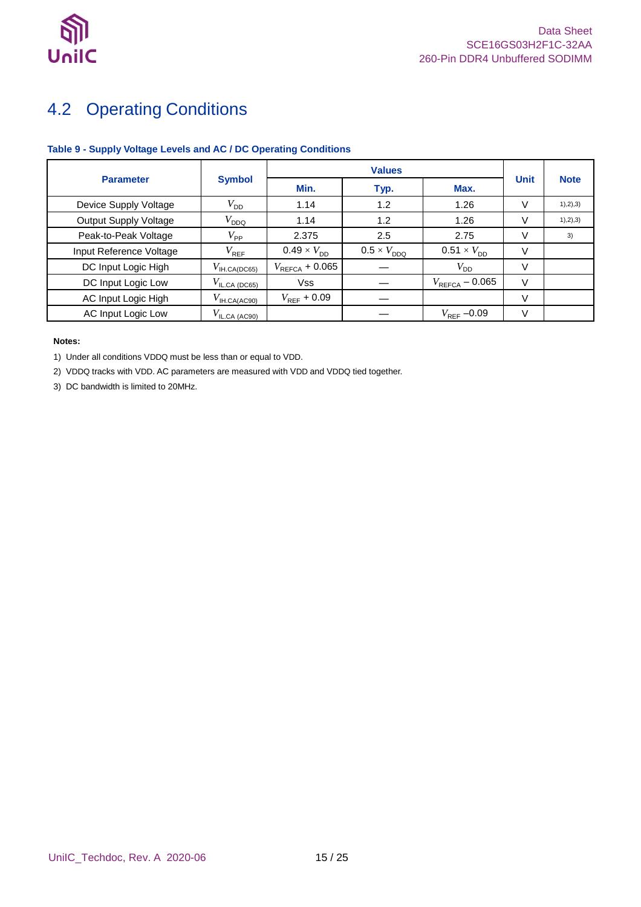## 4.2 Operating Conditions

**Table 9 - Supply Voltage Levels and AC / DC Operating Conditions**

| Parameter | Symbol | Values | | | Unit | Note |
|---|---|---|---|---|---|---|
| | | Min. | Typ. | Max. | | |
| Device Supply Voltage | $V_{DD}$ | 1.14 | 1.2 | 1.26 | V | 1),2),3) |
| Output Supply Voltage | $V_{DDQ}$ | 1.14 | 1.2 | 1.26 | V | 1),2),3) |
| Peak-to-Peak Voltage | $V_{PP}$ | 2.375 | 2.5 | 2.75 | V | 3) |
| Input Reference Voltage | $V_{REF}$ | $0.49 \times V_{DD}$ | $0.5 \times V_{DDQ}$ | $0.51 \times V_{DD}$ | V | |
| DC Input Logic High | $V_{IH.CA(DC65)}$ | $V_{REFCA} + 0.065$ | — | $V_{DD}$ | V | |
| DC Input Logic Low | $V_{IL.CA\ (DC65)}$ | Vss | — | $V_{REFCA} - 0.065$ | V | |
| AC Input Logic High | $V_{IH.CA(AC90)}$ | $V_{REF} + 0.09$ | — | | V | |
| AC Input Logic Low | $V_{IL.CA\ (AC90)}$ | | — | $V_{REF} - 0.09$ | V | |

**Notes:**

1) Under all conditions VDDQ must be less than or equal to VDD.
2) VDDQ tracks with VDD. AC parameters are measured with VDD and VDDQ tied together.
3) DC bandwidth is limited to 20MHz.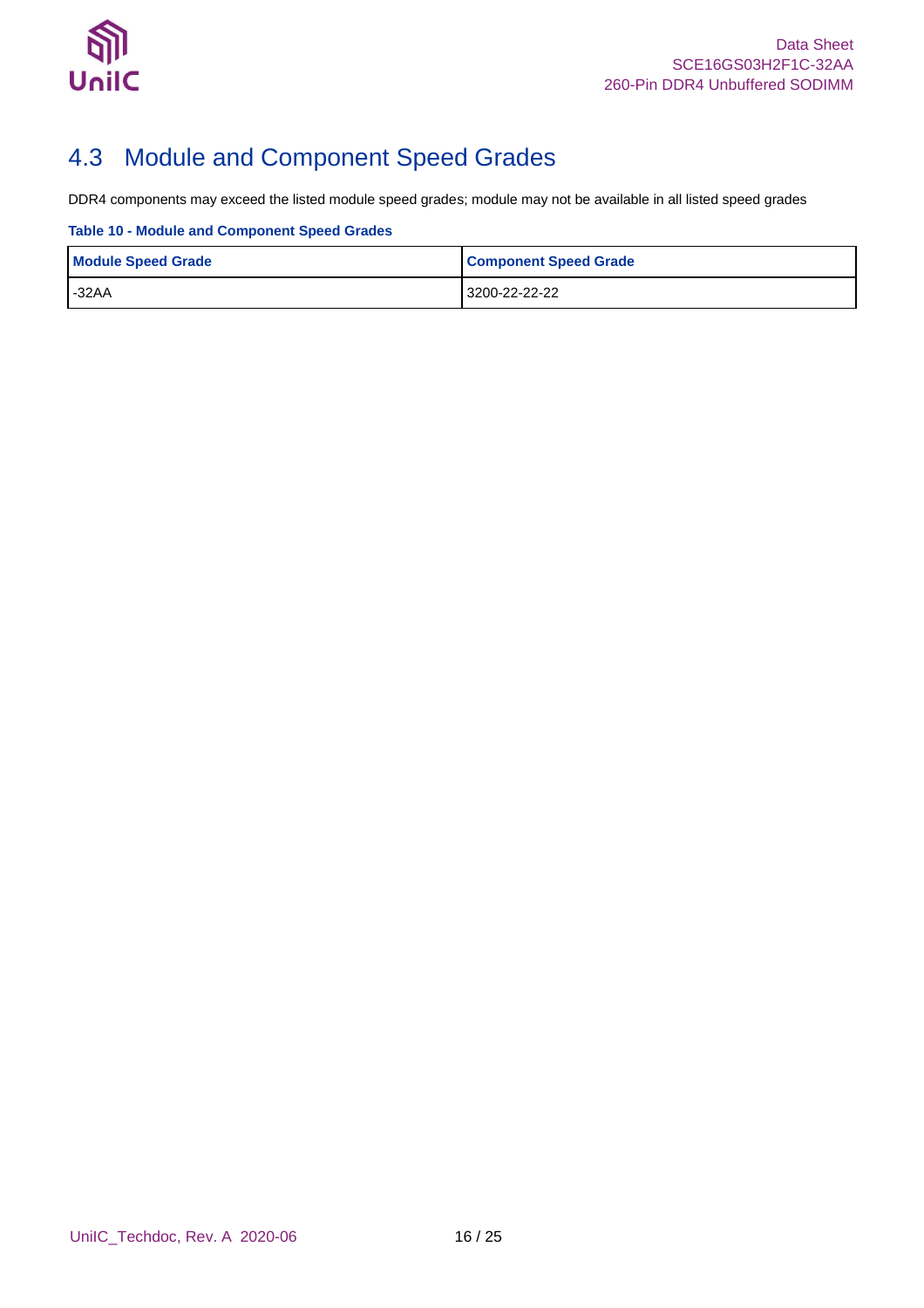## 4.3 Module and Component Speed Grades

DDR4 components may exceed the listed module speed grades; module may not be available in all listed speed grades

**Table 10 - Module and Component Speed Grades**

| Module Speed Grade | Component Speed Grade |
|---|---|
| -32AA | 3200-22-22-22 |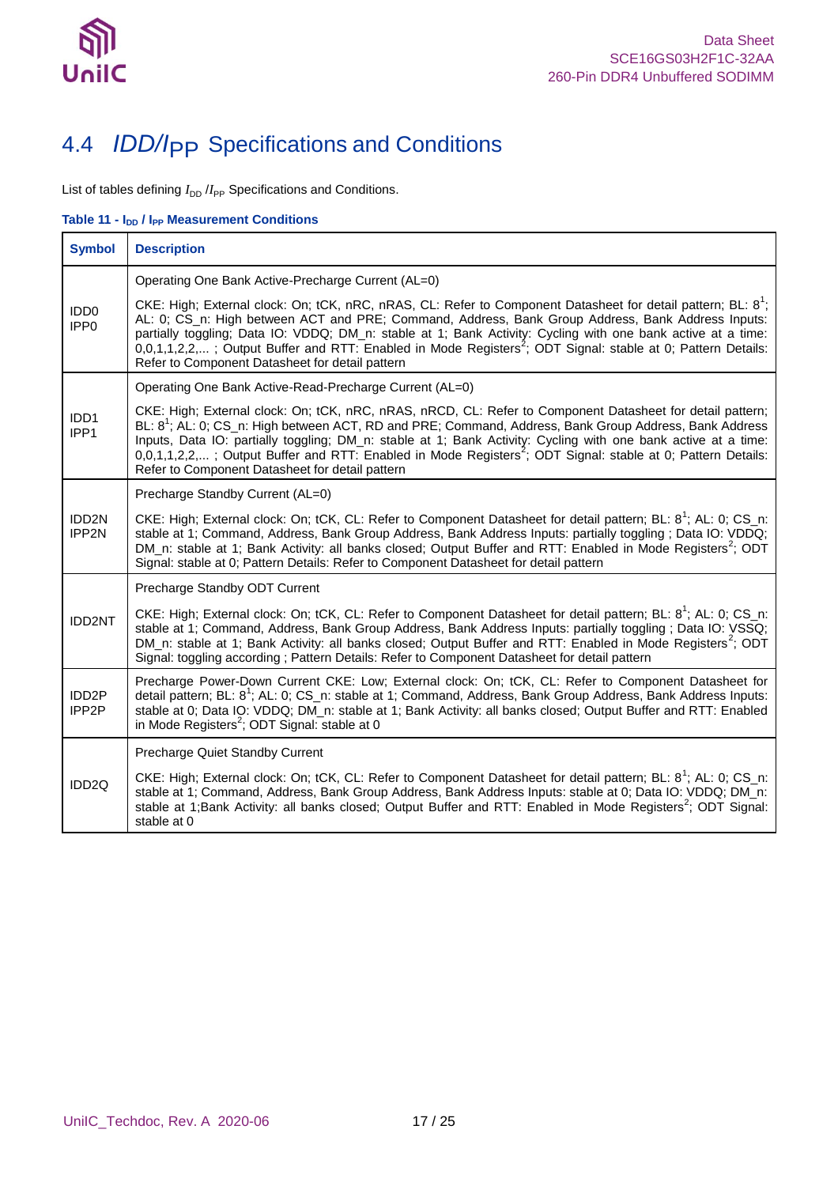## 4.4 *IDD/I*PP Specifications and Conditions

List of tables defining $I_{DD}$ /$I_{PP}$ Specifications and Conditions.

**Table 11 - $I_{DD}$ / $I_{PP}$ Measurement Conditions**

| Symbol | Description |
|---|---|
| IDD0<br>IPP0 | Operating One Bank Active-Precharge Current (AL=0)<br><br>CKE: High; External clock: On; tCK, nRC, nRAS, CL: Refer to Component Datasheet for detail pattern; BL: 8[1]; AL: 0; CS_n: High between ACT and PRE; Command, Address, Bank Group Address, Bank Address Inputs: partially toggling; Data IO: VDDQ; DM_n: stable at 1; Bank Activity: Cycling with one bank active at a time: 0,0,1,1,2,2,... ; Output Buffer and RTT: Enabled in Mode Registers[2]; ODT Signal: stable at 0; Pattern Details: Refer to Component Datasheet for detail pattern |
| IDD1<br>IPP1 | Operating One Bank Active-Read-Precharge Current (AL=0)<br><br>CKE: High; External clock: On; tCK, nRC, nRAS, nRCD, CL: Refer to Component Datasheet for detail pattern; BL: 8[1]; AL: 0; CS_n: High between ACT, RD and PRE; Command, Address, Bank Group Address, Bank Address Inputs, Data IO: partially toggling; DM_n: stable at 1; Bank Activity: Cycling with one bank active at a time: 0,0,1,1,2,2,... ; Output Buffer and RTT: Enabled in Mode Registers[2]; ODT Signal: stable at 0; Pattern Details: Refer to Component Datasheet for detail pattern |
| IDD2N<br>IPP2N | Precharge Standby Current (AL=0)<br><br>CKE: High; External clock: On; tCK, CL: Refer to Component Datasheet for detail pattern; BL: 8[1]; AL: 0; CS_n: stable at 1; Command, Address, Bank Group Address, Bank Address Inputs: partially toggling ; Data IO: VDDQ; DM_n: stable at 1; Bank Activity: all banks closed; Output Buffer and RTT: Enabled in Mode Registers[2]; ODT Signal: stable at 0; Pattern Details: Refer to Component Datasheet for detail pattern |
| IDD2NT | Precharge Standby ODT Current<br><br>CKE: High; External clock: On; tCK, CL: Refer to Component Datasheet for detail pattern; BL: 8[1]; AL: 0; CS_n: stable at 1; Command, Address, Bank Group Address, Bank Address Inputs: partially toggling ; Data IO: VSSQ; DM_n: stable at 1; Bank Activity: all banks closed; Output Buffer and RTT: Enabled in Mode Registers[2]; ODT Signal: toggling according ; Pattern Details: Refer to Component Datasheet for detail pattern |
| IDD2P<br>IPP2P | Precharge Power-Down Current CKE: Low; External clock: On; tCK, CL: Refer to Component Datasheet for detail pattern; BL: 8[1]; AL: 0; CS_n: stable at 1; Command, Address, Bank Group Address, Bank Address Inputs: stable at 0; Data IO: VDDQ; DM_n: stable at 1; Bank Activity: all banks closed; Output Buffer and RTT: Enabled in Mode Registers[2]; ODT Signal: stable at 0 |
| IDD2Q | Precharge Quiet Standby Current<br><br>CKE: High; External clock: On; tCK, CL: Refer to Component Datasheet for detail pattern; BL: 8[1]; AL: 0; CS_n: stable at 1; Command, Address, Bank Group Address, Bank Address Inputs: stable at 0; Data IO: VDDQ; DM_n: stable at 1;Bank Activity: all banks closed; Output Buffer and RTT: Enabled in Mode Registers[2]; ODT Signal: stable at 0 |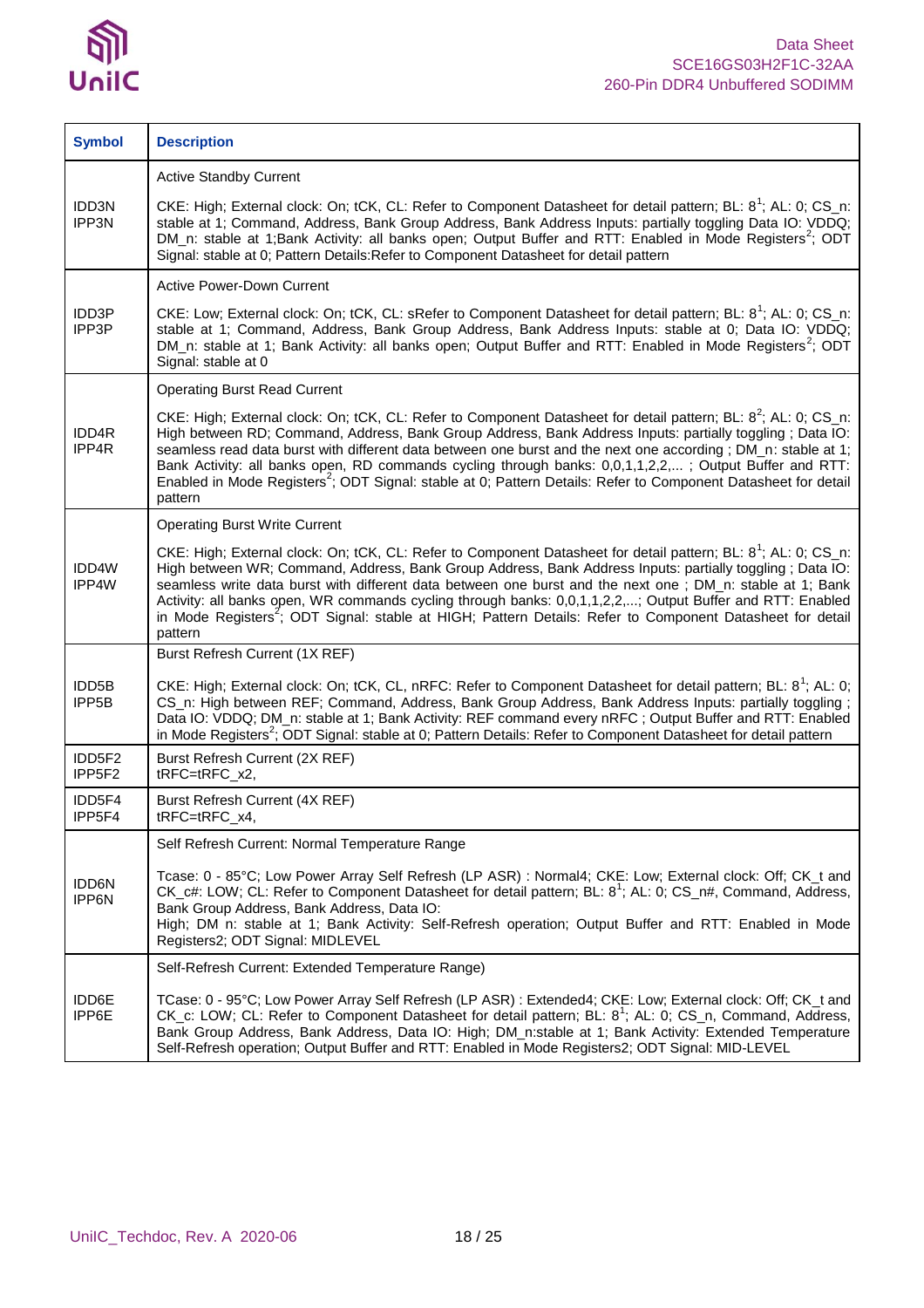| Symbol | Description |
|---|---|
| IDD3N<br>IPP3N | Active Standby Current<br><br>CKE: High; External clock: On; tCK, CL: Refer to Component Datasheet for detail pattern; BL: 8[1]; AL: 0; CS_n: stable at 1; Command, Address, Bank Group Address, Bank Address Inputs: partially toggling Data IO: VDDQ; DM_n: stable at 1;Bank Activity: all banks open; Output Buffer and RTT: Enabled in Mode Registers[2]; ODT Signal: stable at 0; Pattern Details:Refer to Component Datasheet for detail pattern |
| IDD3P<br>IPP3P | Active Power-Down Current<br><br>CKE: Low; External clock: On; tCK, CL: sRefer to Component Datasheet for detail pattern; BL: 8[1]; AL: 0; CS_n: stable at 1; Command, Address, Bank Group Address, Bank Address Inputs: stable at 0; Data IO: VDDQ; DM_n: stable at 1; Bank Activity: all banks open; Output Buffer and RTT: Enabled in Mode Registers[2]; ODT Signal: stable at 0 |
| IDD4R<br>IPP4R | Operating Burst Read Current<br><br>CKE: High; External clock: On; tCK, CL: Refer to Component Datasheet for detail pattern; BL: 8[2]; AL: 0; CS_n: High between RD; Command, Address, Bank Group Address, Bank Address Inputs: partially toggling ; Data IO: seamless read data burst with different data between one burst and the next one according ; DM_n: stable at 1; Bank Activity: all banks open, RD commands cycling through banks: 0,0,1,1,2,2,... ; Output Buffer and RTT: Enabled in Mode Registers[2]; ODT Signal: stable at 0; Pattern Details: Refer to Component Datasheet for detail pattern |
| IDD4W<br>IPP4W | Operating Burst Write Current<br><br>CKE: High; External clock: On; tCK, CL: Refer to Component Datasheet for detail pattern; BL: 8[1]; AL: 0; CS_n: High between WR; Command, Address, Bank Group Address, Bank Address Inputs: partially toggling ; Data IO: seamless write data burst with different data between one burst and the next one ; DM_n: stable at 1; Bank Activity: all banks open, WR commands cycling through banks: 0,0,1,1,2,2,...; Output Buffer and RTT: Enabled in Mode Registers[2]; ODT Signal: stable at HIGH; Pattern Details: Refer to Component Datasheet for detail pattern |
| IDD5B<br>IPP5B | Burst Refresh Current (1X REF)<br><br>CKE: High; External clock: On; tCK, CL, nRFC: Refer to Component Datasheet for detail pattern; BL: 8[1]; AL: 0; CS_n: High between REF; Command, Address, Bank Group Address, Bank Address Inputs: partially toggling ; Data IO: VDDQ; DM_n: stable at 1; Bank Activity: REF command every nRFC ; Output Buffer and RTT: Enabled in Mode Registers[2]; ODT Signal: stable at 0; Pattern Details: Refer to Component Datasheet for detail pattern |
| IDD5F2<br>IPP5F2 | Burst Refresh Current (2X REF)<br>tRFC=tRFC_x2, |
| IDD5F4<br>IPP5F4 | Burst Refresh Current (4X REF)<br>tRFC=tRFC_x4, |
| IDD6N<br>IPP6N | Self Refresh Current: Normal Temperature Range<br><br>Tcase: 0 - 85°C; Low Power Array Self Refresh (LP ASR) : Normal4; CKE: Low; External clock: Off; CK_t and CK_c#: LOW; CL: Refer to Component Datasheet for detail pattern; BL: 8[1]; AL: 0; CS_n#, Command, Address, Bank Group Address, Bank Address, Data IO:<br>High; DM n: stable at 1; Bank Activity: Self-Refresh operation; Output Buffer and RTT: Enabled in Mode Registers2; ODT Signal: MIDLEVEL |
| IDD6E<br>IPP6E | Self-Refresh Current: Extended Temperature Range)<br><br>TCase: 0 - 95°C; Low Power Array Self Refresh (LP ASR) : Extended4; CKE: Low; External clock: Off; CK_t and CK_c: LOW; CL: Refer to Component Datasheet for detail pattern; BL: 8[1]; AL: 0; CS_n, Command, Address, Bank Group Address, Bank Address, Data IO: High; DM_n:stable at 1; Bank Activity: Extended Temperature Self-Refresh operation; Output Buffer and RTT: Enabled in Mode Registers2; ODT Signal: MID-LEVEL |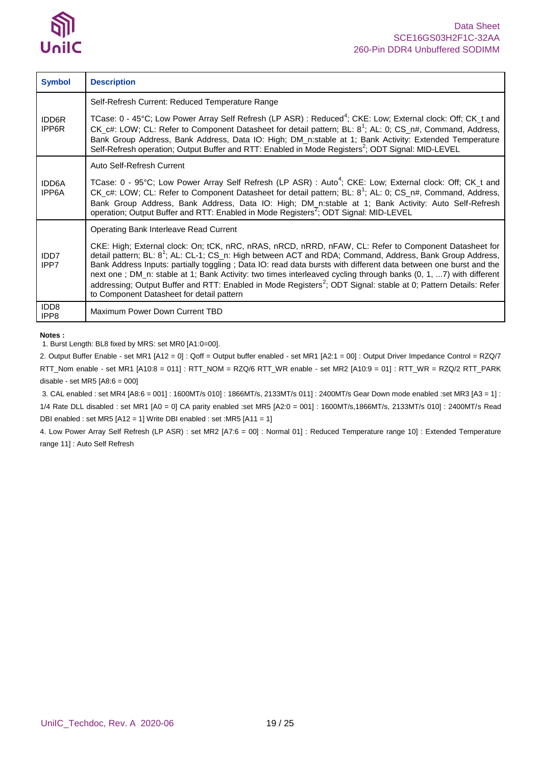| Symbol | Description |
| --- | --- |
| IDD6R<br>IPP6R | Self-Refresh Current: Reduced Temperature Range<br><br>TCase: 0 - 45°C; Low Power Array Self Refresh (LP ASR) : Reduced[4]; CKE: Low; External clock: Off; CK_t and CK_c#: LOW; CL: Refer to Component Datasheet for detail pattern; BL: 8[1]; AL: 0; CS_n#, Command, Address, Bank Group Address, Bank Address, Data IO: High; DM_n:stable at 1; Bank Activity: Extended Temperature Self-Refresh operation; Output Buffer and RTT: Enabled in Mode Registers[2]; ODT Signal: MID-LEVEL |
| IDD6A<br>IPP6A | Auto Self-Refresh Current<br><br>TCase: 0 - 95°C; Low Power Array Self Refresh (LP ASR) : Auto[4]; CKE: Low; External clock: Off; CK_t and CK_c#: LOW; CL: Refer to Component Datasheet for detail pattern; BL: 8[1]; AL: 0; CS_n#, Command, Address, Bank Group Address, Bank Address, Data IO: High; DM_n:stable at 1; Bank Activity: Auto Self-Refresh operation; Output Buffer and RTT: Enabled in Mode Registers[2]; ODT Signal: MID-LEVEL |
| IDD7<br>IPP7 | Operating Bank Interleave Read Current<br><br>CKE: High; External clock: On; tCK, nRC, nRAS, nRCD, nRRD, nFAW, CL: Refer to Component Datasheet for detail pattern; BL: 8[1]; AL: CL-1; CS_n: High between ACT and RDA; Command, Address, Bank Group Address, Bank Address Inputs: partially toggling ; Data IO: read data bursts with different data between one burst and the next one ; DM_n: stable at 1; Bank Activity: two times interleaved cycling through banks (0, 1, ...7) with different addressing; Output Buffer and RTT: Enabled in Mode Registers[2]; ODT Signal: stable at 0; Pattern Details: Refer to Component Datasheet for detail pattern |
| IDD8<br>IPP8 | Maximum Power Down Current TBD |

**Notes :**

1. Burst Length: BL8 fixed by MRS: set MR0 [A1:0=00].

2. Output Buffer Enable - set MR1 [A12 = 0] : Qoff = Output buffer enabled - set MR1 [A2:1 = 00] : Output Driver Impedance Control = RZQ/7 RTT_Nom enable - set MR1 [A10:8 = 011] : RTT_NOM = RZQ/6 RTT_WR enable - set MR2 [A10:9 = 01] : RTT_WR = RZQ/2 RTT_PARK disable - set MR5 [A8:6 = 000]

3. CAL enabled : set MR4 [A8:6 = 001] : 1600MT/s 010] : 1866MT/s, 2133MT/s 011] : 2400MT/s Gear Down mode enabled :set MR3 [A3 = 1] : 1/4 Rate DLL disabled : set MR1 [A0 = 0] CA parity enabled :set MR5 [A2:0 = 001] : 1600MT/s,1866MT/s, 2133MT/s 010] : 2400MT/s Read DBI enabled : set MR5 [A12 = 1] Write DBI enabled : set :MR5 [A11 = 1]

4. Low Power Array Self Refresh (LP ASR) : set MR2 [A7:6 = 00] : Normal 01] : Reduced Temperature range 10] : Extended Temperature range 11] : Auto Self Refresh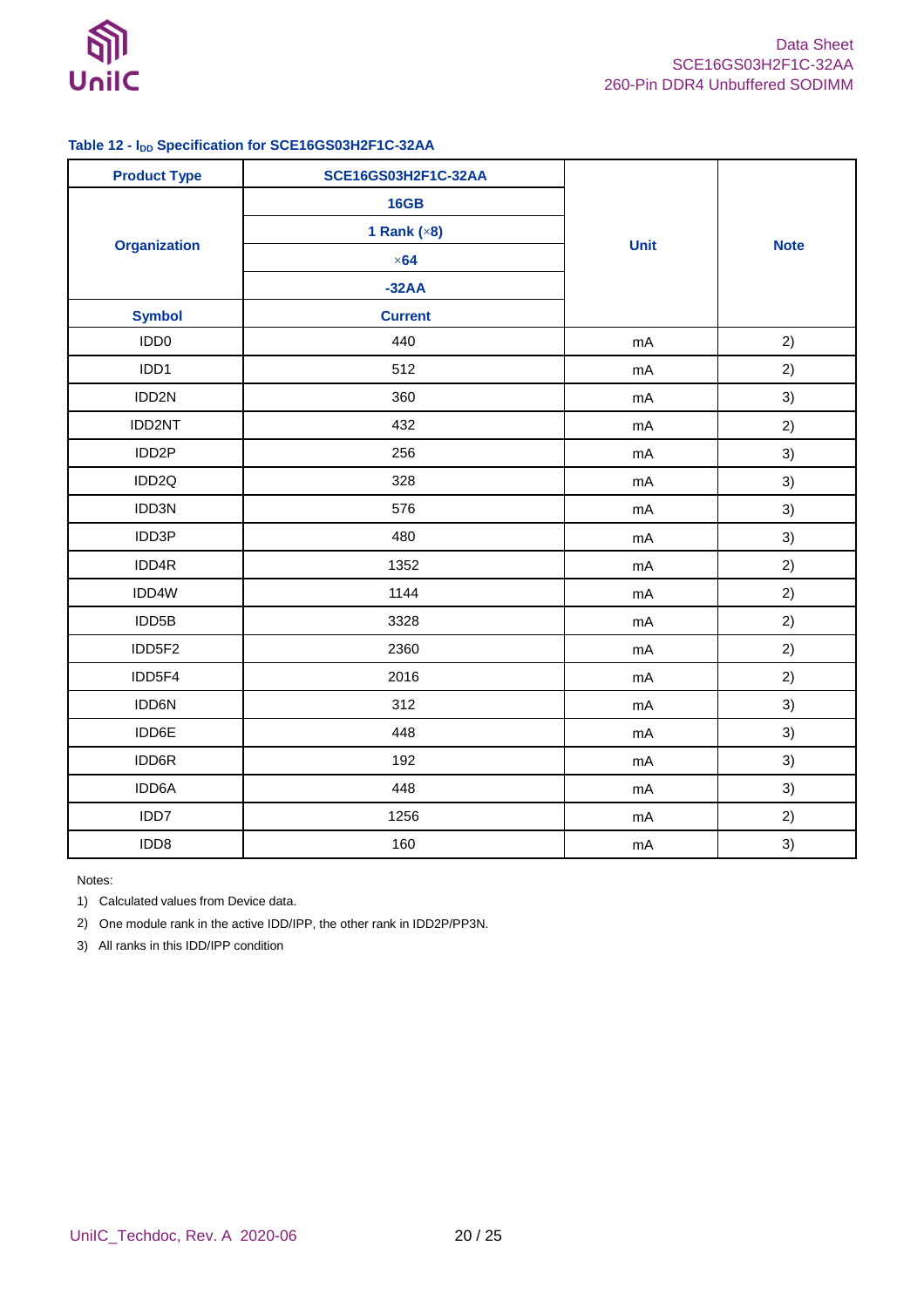Table 12 - $I_{DD}$ Specification for SCE16GS03H2F1C-32AA

| Product Type | SCE16GS03H2F1C-32AA | Unit | Note |
|---|---|---|---|
| Organization | 16GB | | |
| | 1 Rank (×8) | | |
| | ×64 | | |
| | -32AA | | |
| Symbol | Current | | |
| IDD0 | 440 | mA | 2) |
| IDD1 | 512 | mA | 2) |
| IDD2N | 360 | mA | 3) |
| IDD2NT | 432 | mA | 2) |
| IDD2P | 256 | mA | 3) |
| IDD2Q | 328 | mA | 3) |
| IDD3N | 576 | mA | 3) |
| IDD3P | 480 | mA | 3) |
| IDD4R | 1352 | mA | 2) |
| IDD4W | 1144 | mA | 2) |
| IDD5B | 3328 | mA | 2) |
| IDD5F2 | 2360 | mA | 2) |
| IDD5F4 | 2016 | mA | 2) |
| IDD6N | 312 | mA | 3) |
| IDD6E | 448 | mA | 3) |
| IDD6R | 192 | mA | 3) |
| IDD6A | 448 | mA | 3) |
| IDD7 | 1256 | mA | 2) |
| IDD8 | 160 | mA | 3) |

Notes:

1) Calculated values from Device data.
2) One module rank in the active IDD/IPP, the other rank in IDD2P/PP3N.
3) All ranks in this IDD/IPP condition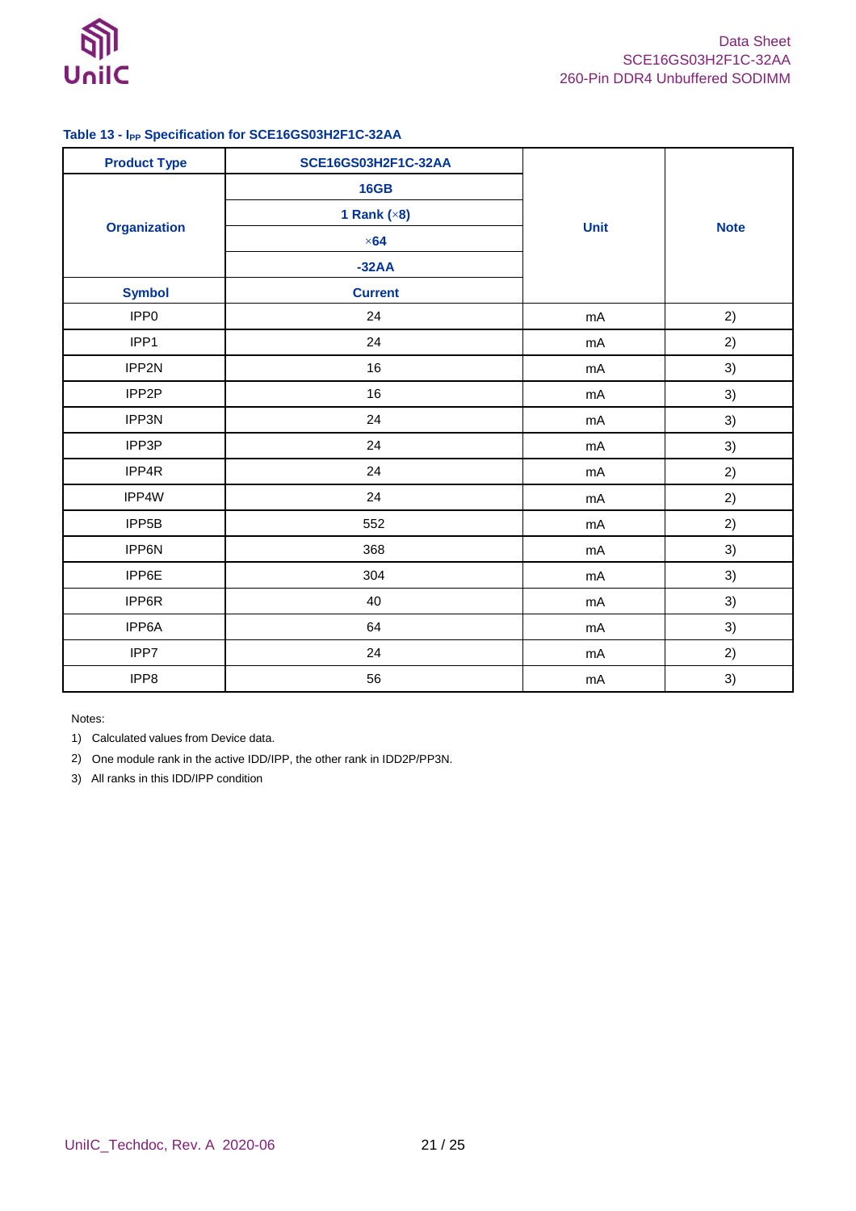**Table 13 - $I_{PP}$ Specification for SCE16GS03H2F1C-32AA**

| Product Type | SCE16GS03H2F1C-32AA | Unit | Note |
|---|---|---|---|
| Organization | 16GB | | |
| | 1 Rank (×8) | | |
| | ×64 | | |
| | -32AA | | |
| Symbol | Current | | |
| IPP0 | 24 | mA | 2) |
| IPP1 | 24 | mA | 2) |
| IPP2N | 16 | mA | 3) |
| IPP2P | 16 | mA | 3) |
| IPP3N | 24 | mA | 3) |
| IPP3P | 24 | mA | 3) |
| IPP4R | 24 | mA | 2) |
| IPP4W | 24 | mA | 2) |
| IPP5B | 552 | mA | 2) |
| IPP6N | 368 | mA | 3) |
| IPP6E | 304 | mA | 3) |
| IPP6R | 40 | mA | 3) |
| IPP6A | 64 | mA | 3) |
| IPP7 | 24 | mA | 2) |
| IPP8 | 56 | mA | 3) |

Notes:

1) Calculated values from Device data.
2) One module rank in the active IDD/IPP, the other rank in IDD2P/PP3N.
3) All ranks in this IDD/IPP condition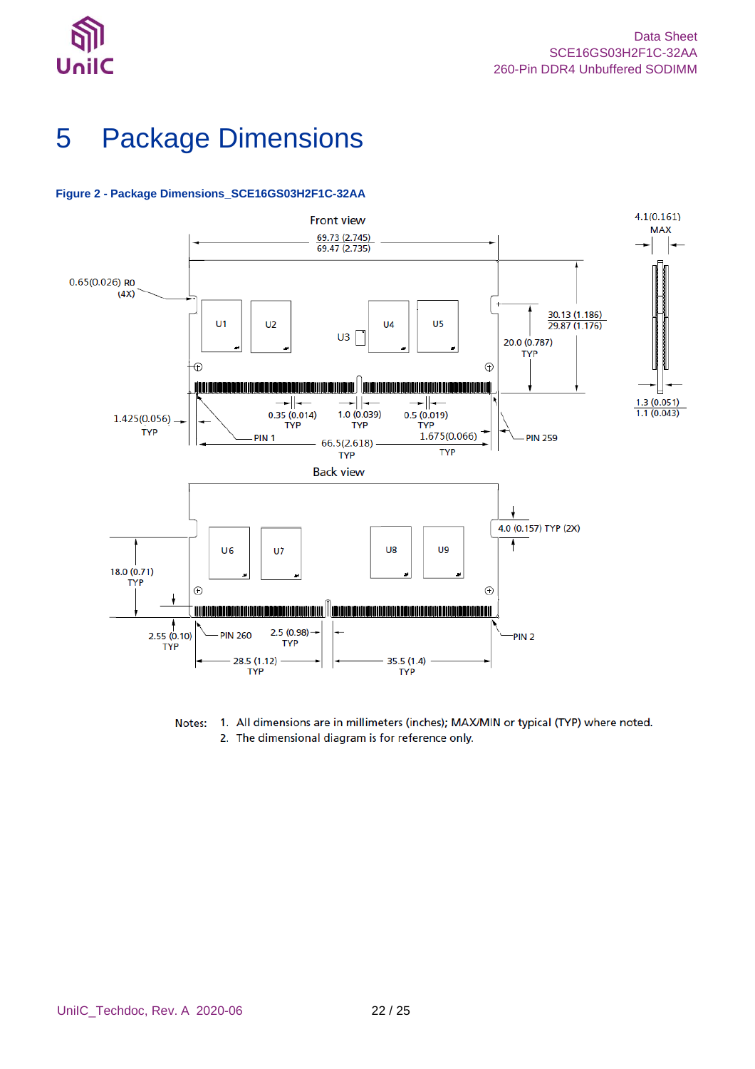# 5 Package Dimensions

**Figure 2 - Package Dimensions_SCE16GS03H2F1C-32AA**

Notes: 1. All dimensions are in millimeters (inches); MAX/MIN or typical (TYP) where noted.
2. The dimensional diagram is for reference only.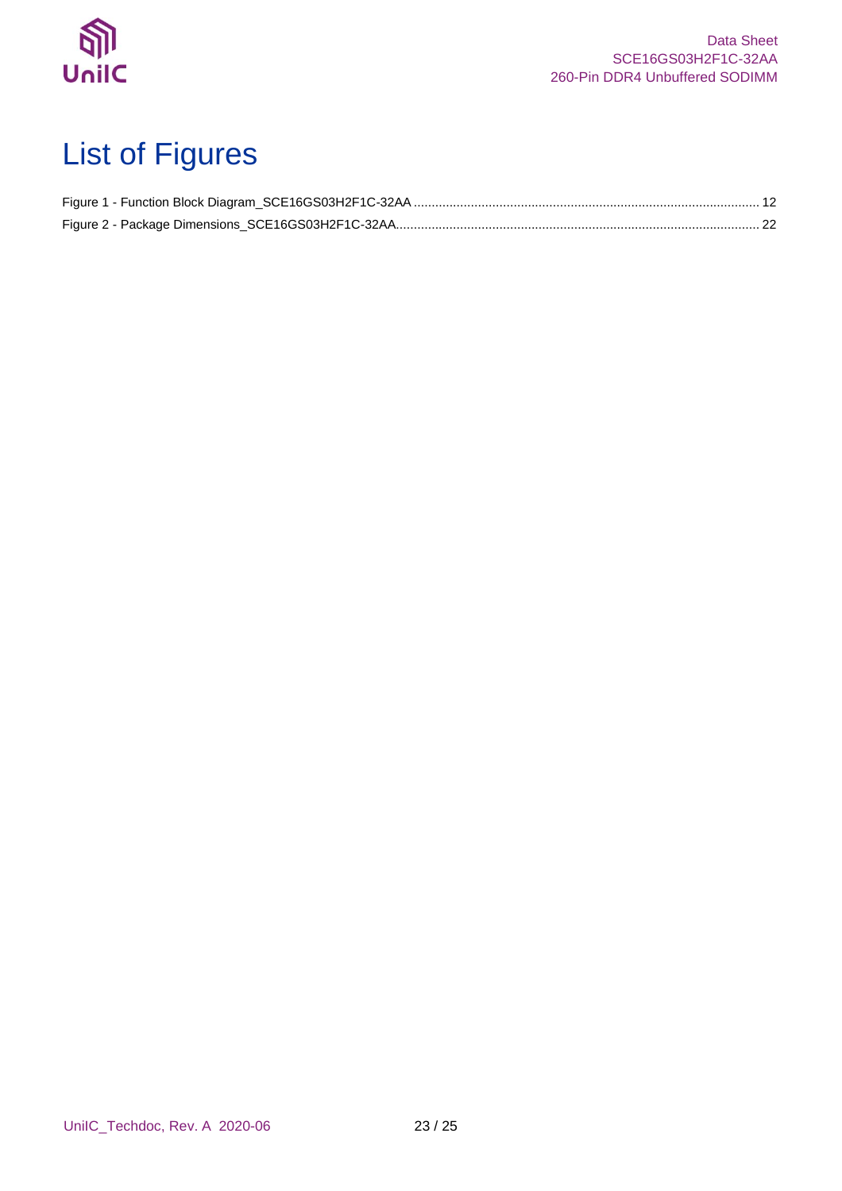# List of Figures

Figure 1 - Function Block Diagram_SCE16GS03H2F1C-32AA ........................................................................................................ 12

Figure 2 - Package Dimensions_SCE16GS03H2F1C-32AA........................................................................................................ 22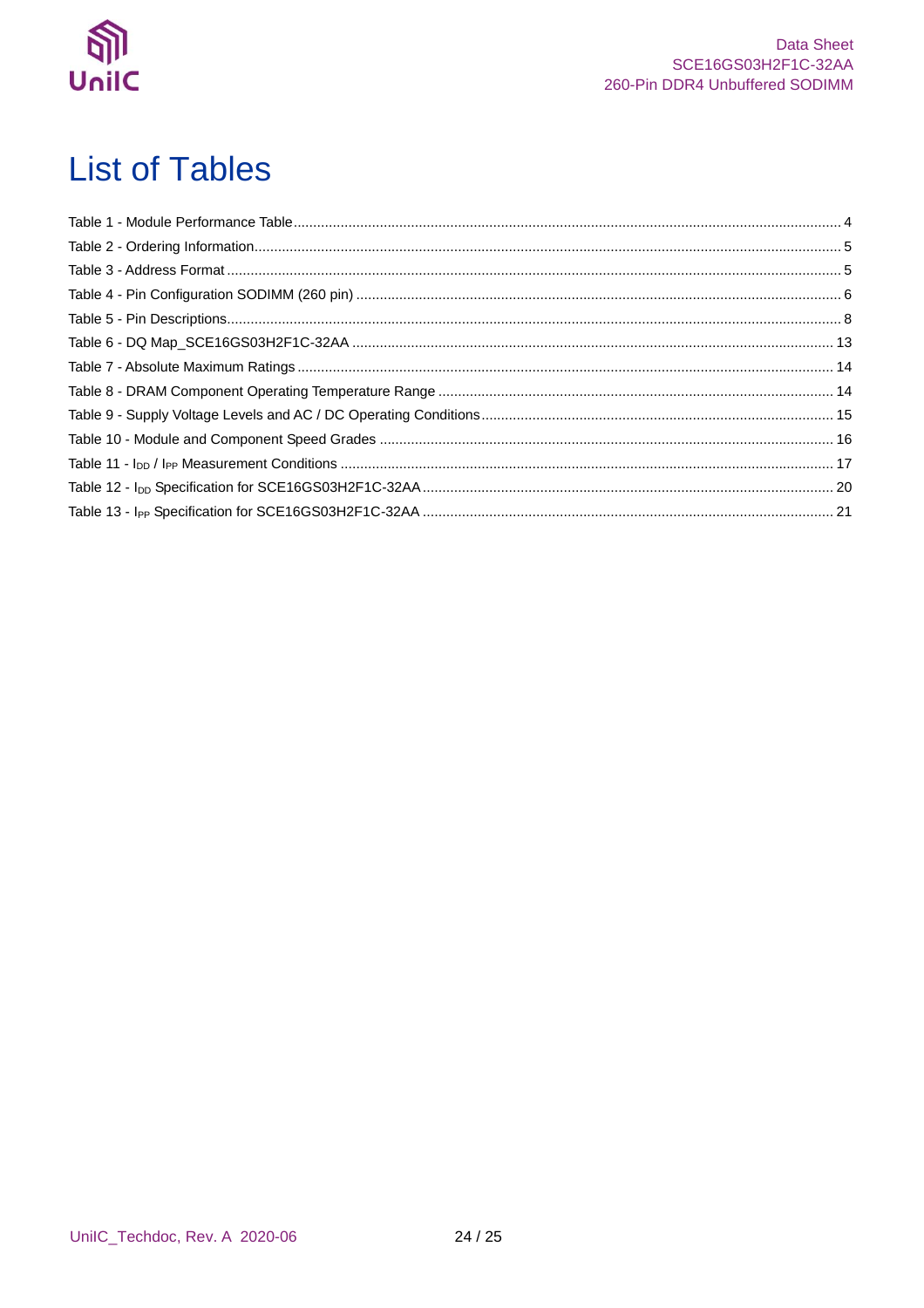# List of Tables

Table 1 - Module Performance Table ........ 4
Table 2 - Ordering Information ........ 5
Table 3 - Address Format ........ 5
Table 4 - Pin Configuration SODIMM (260 pin) ........ 6
Table 5 - Pin Descriptions ........ 8
Table 6 - DQ Map_SCE16GS03H2F1C-32AA ........ 13
Table 7 - Absolute Maximum Ratings ........ 14
Table 8 - DRAM Component Operating Temperature Range ........ 14
Table 9 - Supply Voltage Levels and AC / DC Operating Conditions ........ 15
Table 10 - Module and Component Speed Grades ........ 16
Table 11 - $I_{DD}$ / $I_{PP}$ Measurement Conditions ........ 17
Table 12 - $I_{DD}$ Specification for SCE16GS03H2F1C-32AA ........ 20
Table 13 - $I_{PP}$ Specification for SCE16GS03H2F1C-32AA ........ 21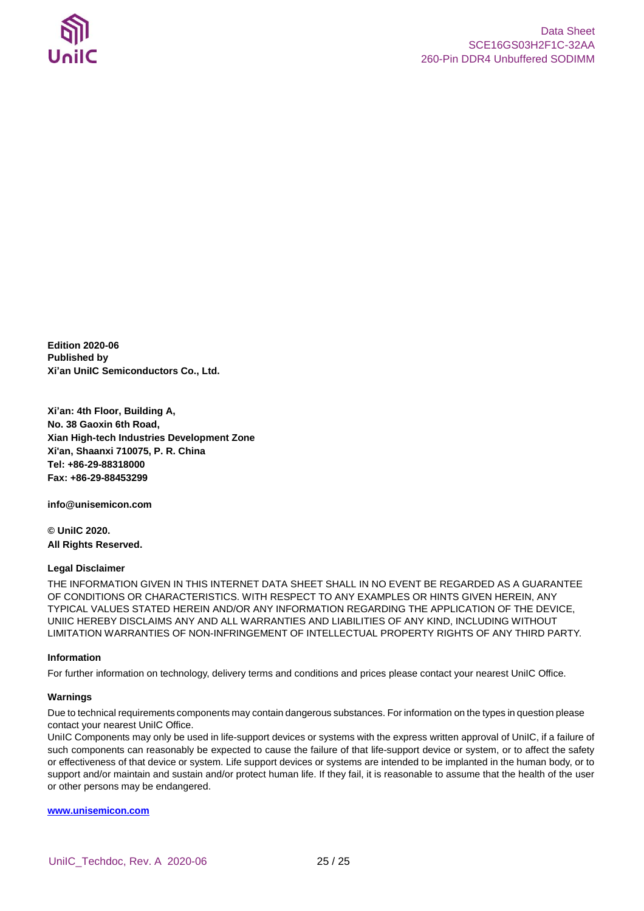**Edition 2020-06**
**Published by**
**Xi’an UniIC Semiconductors Co., Ltd.**

**Xi’an: 4th Floor, Building A,**
**No. 38 Gaoxin 6th Road,**
**Xian High-tech Industries Development Zone**
**Xi'an, Shaanxi 710075, P. R. China**
**Tel: +86-29-88318000**
**Fax: +86-29-88453299**

**info@unisemicon.com**

**© UniIC 2020.**
**All Rights Reserved.**

**Legal Disclaimer**

THE INFORMATION GIVEN IN THIS INTERNET DATA SHEET SHALL IN NO EVENT BE REGARDED AS A GUARANTEE OF CONDITIONS OR CHARACTERISTICS. WITH RESPECT TO ANY EXAMPLES OR HINTS GIVEN HEREIN, ANY TYPICAL VALUES STATED HEREIN AND/OR ANY INFORMATION REGARDING THE APPLICATION OF THE DEVICE, UNIIC HEREBY DISCLAIMS ANY AND ALL WARRANTIES AND LIABILITIES OF ANY KIND, INCLUDING WITHOUT LIMITATION WARRANTIES OF NON-INFRINGEMENT OF INTELLECTUAL PROPERTY RIGHTS OF ANY THIRD PARTY.

**Information**

For further information on technology, delivery terms and conditions and prices please contact your nearest UniIC Office.

**Warnings**

Due to technical requirements components may contain dangerous substances. For information on the types in question please contact your nearest UniIC Office.
UniIC Components may only be used in life-support devices or systems with the express written approval of UniIC, if a failure of such components can reasonably be expected to cause the failure of that life-support device or system, or to affect the safety or effectiveness of that device or system. Life support devices or systems are intended to be implanted in the human body, or to support and/or maintain and sustain and/or protect human life. If they fail, it is reasonable to assume that the health of the user or other persons may be endangered.

**www.unisemicon.com**